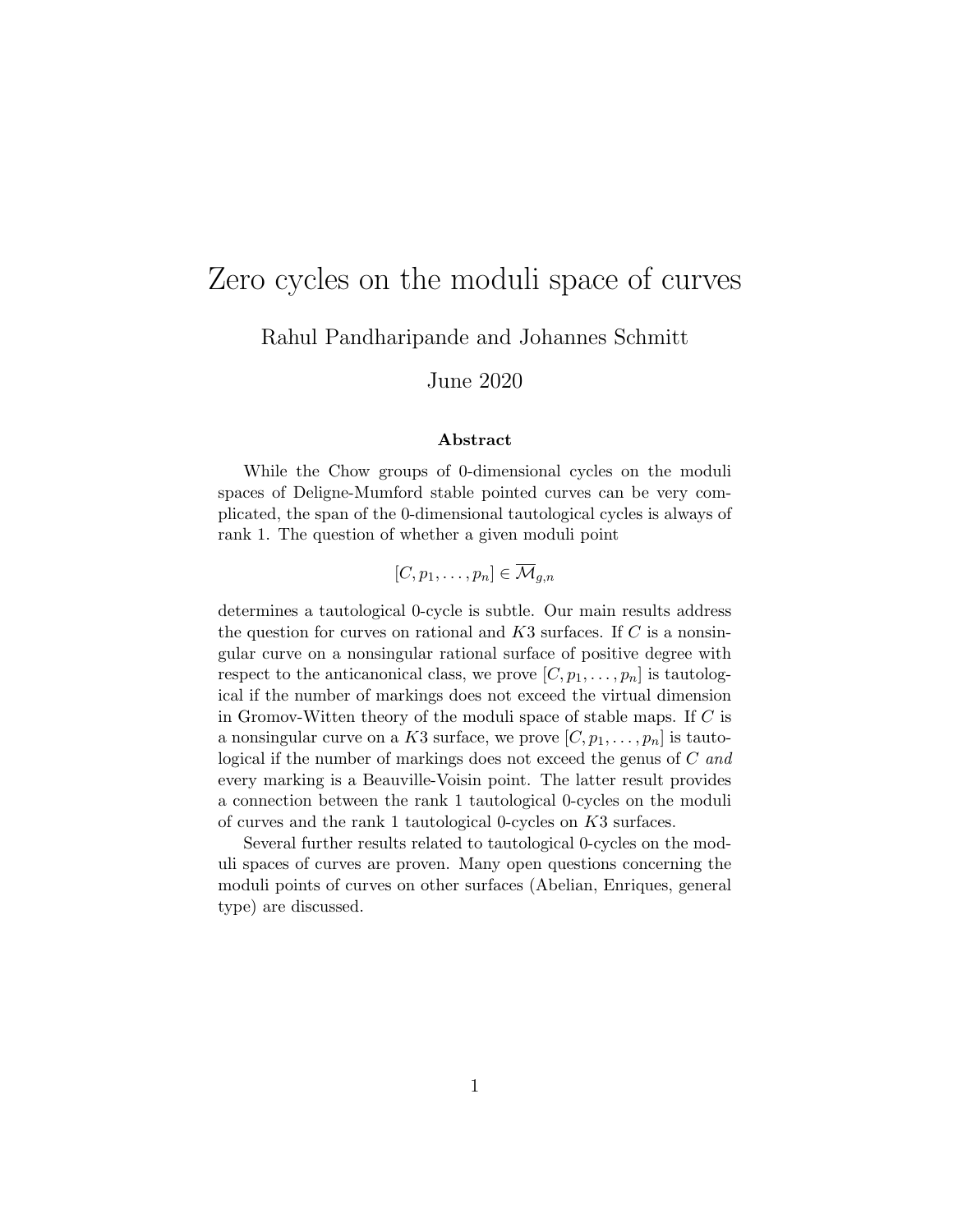# Zero cycles on the moduli space of curves

Rahul Pandharipande and Johannes Schmitt

June 2020

### Abstract

While the Chow groups of 0-dimensional cycles on the moduli spaces of Deligne-Mumford stable pointed curves can be very complicated, the span of the 0-dimensional tautological cycles is always of rank 1. The question of whether a given moduli point

$$[C, p_1, \ldots, p_n] \in \overline{\mathcal{M}}_{g,n}$$

determines a tautological 0-cycle is subtle. Our main results address the question for curves on rational and $K3$ surfaces. If $C$ is a nonsingular curve on a nonsingular rational surface of positive degree with respect to the anticanonical class, we prove $[C, p_1, \ldots, p_n]$ is tautological if the number of markings does not exceed the virtual dimension in Gromov-Witten theory of the moduli space of stable maps. If $C$ is a nonsingular curve on a $K3$ surface, we prove $[C, p_1, \ldots, p_n]$ is tautological if the number of markings does not exceed the genus of $C$ *and* every marking is a Beauville-Voisin point. The latter result provides a connection between the rank 1 tautological 0-cycles on the moduli of curves and the rank 1 tautological 0-cycles on $K3$ surfaces.

Several further results related to tautological 0-cycles on the moduli spaces of curves are proven. Many open questions concerning the moduli points of curves on other surfaces (Abelian, Enriques, general type) are discussed.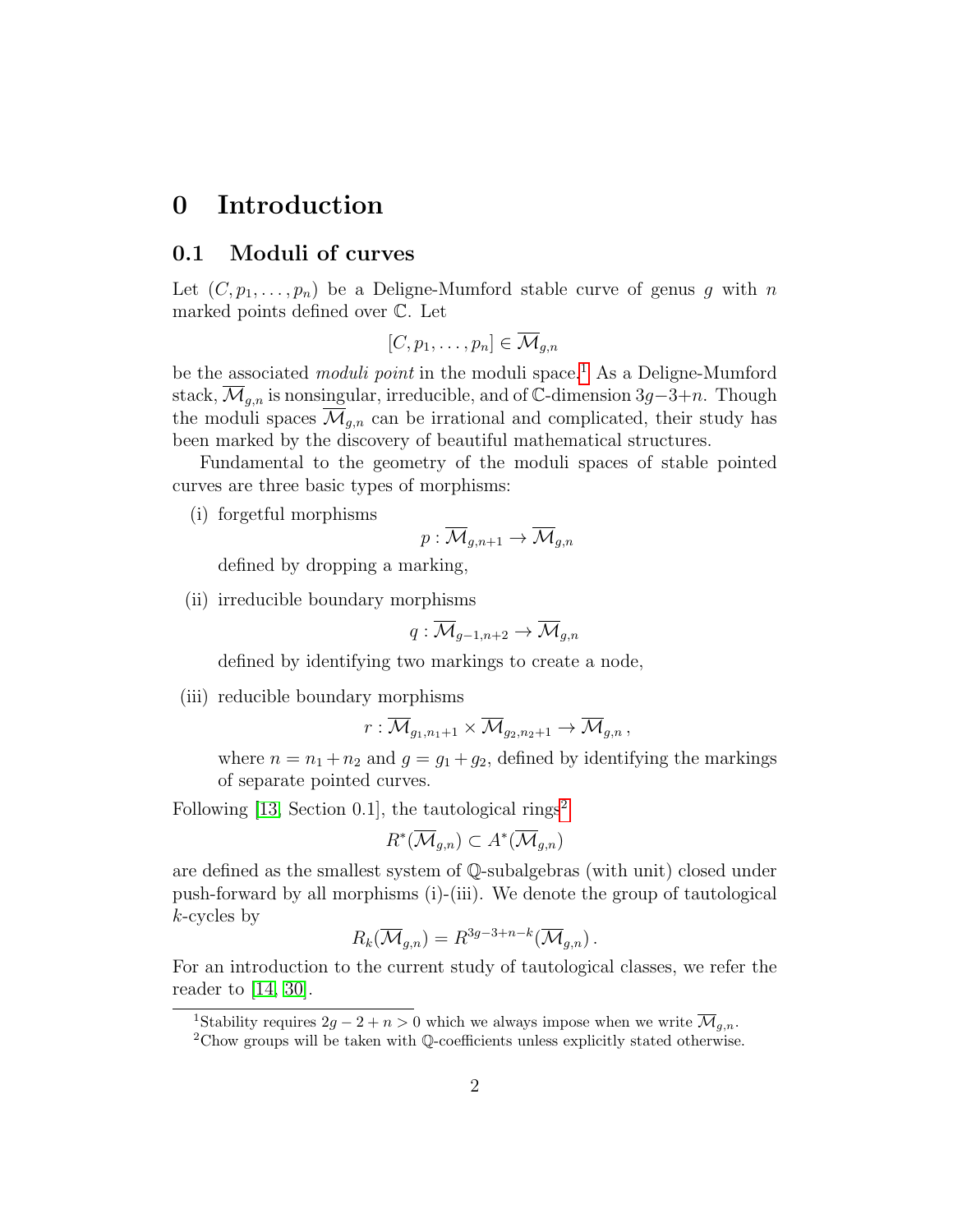# 0 Introduction

## 0.1 Moduli of curves

Let $(C, p_1, \ldots, p_n)$ be a Deligne-Mumford stable curve of genus $g$ with $n$ marked points defined over $\mathbb{C}$. Let

$$[C, p_1, \ldots, p_n] \in \overline{\mathcal{M}}_{g,n}$$

be the associated *moduli point* in the moduli space.[1] As a Deligne-Mumford stack, $\overline{\mathcal{M}}_{g,n}$ is nonsingular, irreducible, and of $\mathbb{C}$-dimension $3g-3+n$. Though the moduli spaces $\overline{\mathcal{M}}_{g,n}$ can be irrational and complicated, their study has been marked by the discovery of beautiful mathematical structures.

Fundamental to the geometry of the moduli spaces of stable pointed curves are three basic types of morphisms:

(i) forgetful morphisms

$$p : \overline{\mathcal{M}}_{g,n+1} \to \overline{\mathcal{M}}_{g,n}$$

defined by dropping a marking,

(ii) irreducible boundary morphisms

$$q : \overline{\mathcal{M}}_{g-1,n+2} \to \overline{\mathcal{M}}_{g,n}$$

defined by identifying two markings to create a node,

(iii) reducible boundary morphisms

$$r : \overline{\mathcal{M}}_{g_1,n_1+1} \times \overline{\mathcal{M}}_{g_2,n_2+1} \to \overline{\mathcal{M}}_{g,n} \,,$$

where $n = n_1 + n_2$ and $g = g_1 + g_2$, defined by identifying the markings of separate pointed curves.

Following [13, Section 0.1], the tautological rings[2]

$$R^*(\overline{\mathcal{M}}_{g,n}) \subset A^*(\overline{\mathcal{M}}_{g,n})$$

are defined as the smallest system of $\mathbb{Q}$-subalgebras (with unit) closed under push-forward by all morphisms (i)-(iii). We denote the group of tautological $k$-cycles by

$$R_k(\overline{\mathcal{M}}_{g,n}) = R^{3g-3+n-k}(\overline{\mathcal{M}}_{g,n}) \,.$$

For an introduction to the current study of tautological classes, we refer the reader to [14, 30].

---

[1] Stability requires $2g - 2 + n > 0$ which we always impose when we write $\overline{\mathcal{M}}_{g,n}$.

[2] Chow groups will be taken with $\mathbb{Q}$-coefficients unless explicitly stated otherwise.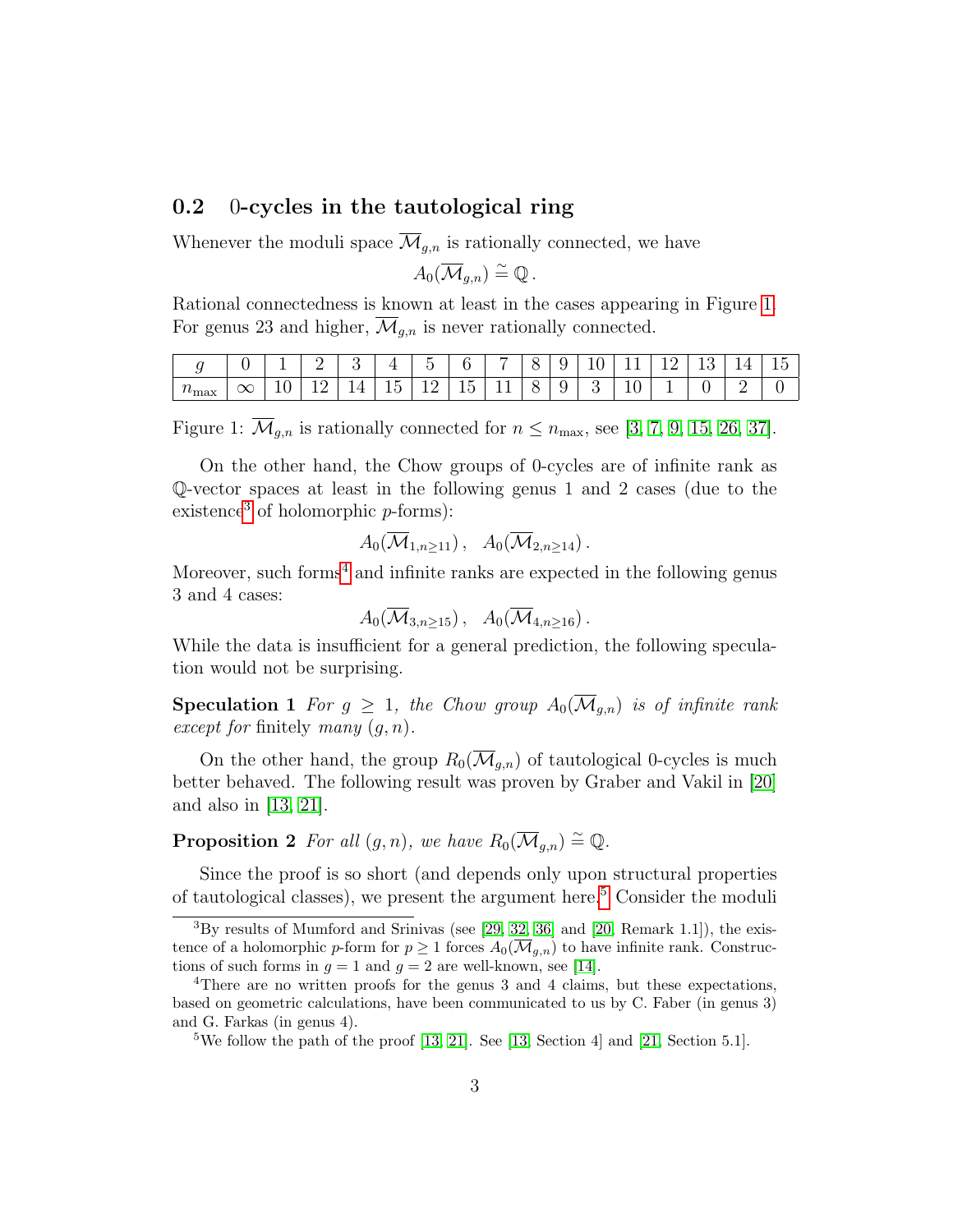## 0.2 0-cycles in the tautological ring

Whenever the moduli space $\overline{\mathcal{M}}_{g,n}$ is rationally connected, we have

$$A_0(\overline{\mathcal{M}}_{g,n}) \stackrel{\sim}{=} \mathbb{Q}\,.$$

Rational connectedness is known at least in the cases appearing in Figure 1. For genus 23 and higher, $\overline{\mathcal{M}}_{g,n}$ is never rationally connected.

| $g$ | 0 | 1 | 2 | 3 | 4 | 5 | 6 | 7 | 8 | 9 | 10 | 11 | 12 | 13 | 14 | 15 |
|---|---|---|---|---|---|---|---|---|---|---|---|---|---|---|---|---|
| $n_{\max}$ | $\infty$ | 10 | 12 | 14 | 15 | 12 | 15 | 11 | 8 | 9 | 3 | 10 | 1 | 0 | 2 | 0 |

Figure 1: $\overline{\mathcal{M}}_{g,n}$ is rationally connected for $n \leq n_{\max}$, see [3, 7, 9, 15, 26, 37].

On the other hand, the Chow groups of 0-cycles are of infinite rank as $\mathbb{Q}$-vector spaces at least in the following genus 1 and 2 cases (due to the existence[3] of holomorphic $p$-forms):

$$A_0(\overline{\mathcal{M}}_{1,n\geq 11})\,, \quad A_0(\overline{\mathcal{M}}_{2,n\geq 14})\,.$$

Moreover, such forms[4] and infinite ranks are expected in the following genus 3 and 4 cases:

$$A_0(\overline{\mathcal{M}}_{3,n\geq 15})\,, \quad A_0(\overline{\mathcal{M}}_{4,n\geq 16})\,.$$

While the data is insufficient for a general prediction, the following speculation would not be surprising.

**Speculation 1** *For $g \geq 1$, the Chow group $A_0(\overline{\mathcal{M}}_{g,n})$ is of infinite rank except for* finitely *many $(g,n)$.*

On the other hand, the group $R_0(\overline{\mathcal{M}}_{g,n})$ of tautological 0-cycles is much better behaved. The following result was proven by Graber and Vakil in [20] and also in [13, 21].

**Proposition 2** *For all $(g,n)$, we have $R_0(\overline{\mathcal{M}}_{g,n}) \stackrel{\sim}{=} \mathbb{Q}$.*

Since the proof is so short (and depends only upon structural properties of tautological classes), we present the argument here.[5] Consider the moduli

---

[3] By results of Mumford and Srinivas (see [29, 32, 36] and [20, Remark 1.1]), the existence of a holomorphic $p$-form for $p \geq 1$ forces $A_0(\overline{\mathcal{M}}_{g,n})$ to have infinite rank. Constructions of such forms in $g = 1$ and $g = 2$ are well-known, see [14].

[4] There are no written proofs for the genus 3 and 4 claims, but these expectations, based on geometric calculations, have been communicated to us by C. Faber (in genus 3) and G. Farkas (in genus 4).

[5] We follow the path of the proof [13, 21]. See [13, Section 4] and [21, Section 5.1].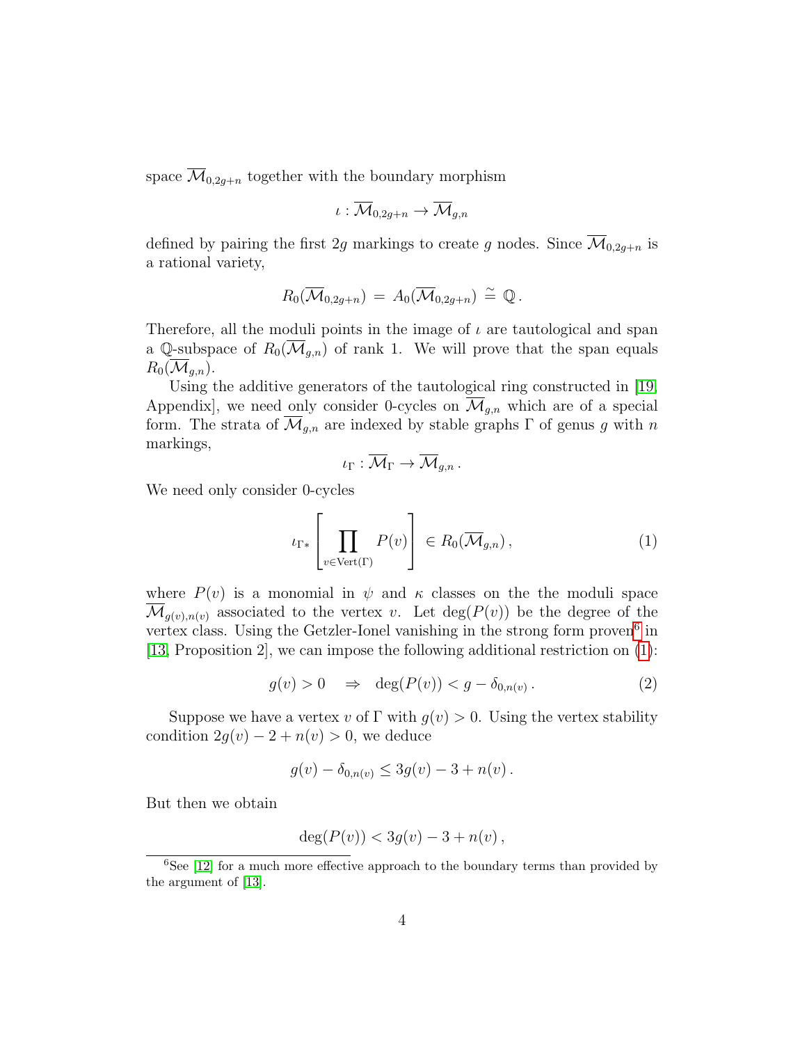space $\overline{\mathcal{M}}_{0,2g+n}$ together with the boundary morphism

$$\iota : \overline{\mathcal{M}}_{0,2g+n} \to \overline{\mathcal{M}}_{g,n}$$

defined by pairing the first $2g$ markings to create $g$ nodes. Since $\overline{\mathcal{M}}_{0,2g+n}$ is a rational variety,

$$R_0(\overline{\mathcal{M}}_{0,2g+n}) \,=\, A_0(\overline{\mathcal{M}}_{0,2g+n}) \stackrel{\sim}{=} \mathbb{Q}\,.$$

Therefore, all the moduli points in the image of $\iota$ are tautological and span a $\mathbb{Q}$-subspace of $R_0(\overline{\mathcal{M}}_{g,n})$ of rank 1. We will prove that the span equals $R_0(\overline{\mathcal{M}}_{g,n})$.

Using the additive generators of the tautological ring constructed in [19, Appendix], we need only consider 0-cycles on $\overline{\mathcal{M}}_{g,n}$ which are of a special form. The strata of $\overline{\mathcal{M}}_{g,n}$ are indexed by stable graphs $\Gamma$ of genus $g$ with $n$ markings,

$$\iota_\Gamma : \overline{\mathcal{M}}_\Gamma \to \overline{\mathcal{M}}_{g,n}\,.$$

We need only consider 0-cycles

$$\iota_{\Gamma *}\left[\prod_{v \in \mathrm{Vert}(\Gamma)} P(v)\right] \in R_0(\overline{\mathcal{M}}_{g,n})\,, \tag{1}$$

where $P(v)$ is a monomial in $\psi$ and $\kappa$ classes on the the moduli space $\overline{\mathcal{M}}_{g(v),n(v)}$ associated to the vertex $v$. Let $\deg(P(v))$ be the degree of the vertex class. Using the Getzler-Ionel vanishing in the strong form proven[6] in [13, Proposition 2], we can impose the following additional restriction on (1):

$$g(v) > 0 \quad \Rightarrow \quad \deg(P(v)) < g - \delta_{0,n(v)}\,. \tag{2}$$

Suppose we have a vertex $v$ of $\Gamma$ with $g(v) > 0$. Using the vertex stability condition $2g(v) - 2 + n(v) > 0$, we deduce

$$g(v) - \delta_{0,n(v)} \leq 3g(v) - 3 + n(v)\,.$$

But then we obtain

$$\deg(P(v)) < 3g(v) - 3 + n(v)\,,$$

[6] See [12] for a much more effective approach to the boundary terms than provided by the argument of [13].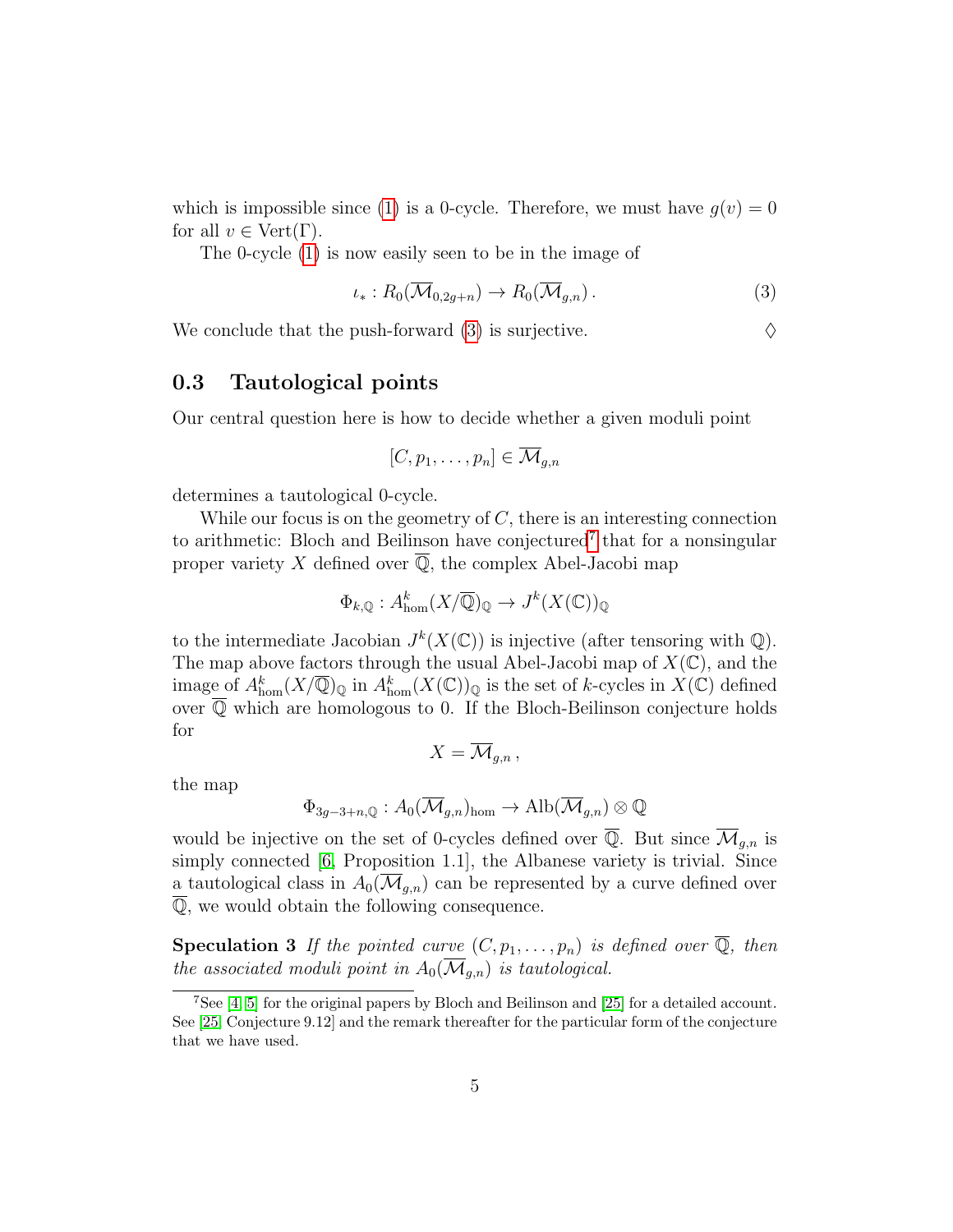which is impossible since (1) is a 0-cycle. Therefore, we must have $g(v) = 0$ for all $v \in \mathrm{Vert}(\Gamma)$.

The 0-cycle (1) is now easily seen to be in the image of

$$\iota_* : R_0(\overline{\mathcal{M}}_{0,2g+n}) \to R_0(\overline{\mathcal{M}}_{g,n}) \,. \tag{3}$$

We conclude that the push-forward (3) is surjective. $\Diamond$

## 0.3 Tautological points

Our central question here is how to decide whether a given moduli point

$$[C, p_1, \ldots, p_n] \in \overline{\mathcal{M}}_{g,n}$$

determines a tautological 0-cycle.

While our focus is on the geometry of $C$, there is an interesting connection to arithmetic: Bloch and Beilinson have conjectured[7] that for a nonsingular proper variety $X$ defined over $\overline{\mathbb{Q}}$, the complex Abel-Jacobi map

$$\Phi_{k,\mathbb{Q}} : A^k_{\mathrm{hom}}(X/\overline{\mathbb{Q}})_{\mathbb{Q}} \to J^k(X(\mathbb{C}))_{\mathbb{Q}}$$

to the intermediate Jacobian $J^k(X(\mathbb{C}))$ is injective (after tensoring with $\mathbb{Q}$). The map above factors through the usual Abel-Jacobi map of $X(\mathbb{C})$, and the image of $A^k_{\mathrm{hom}}(X/\overline{\mathbb{Q}})_{\mathbb{Q}}$ in $A^k_{\mathrm{hom}}(X(\mathbb{C}))_{\mathbb{Q}}$ is the set of $k$-cycles in $X(\mathbb{C})$ defined over $\overline{\mathbb{Q}}$ which are homologous to 0. If the Bloch-Beilinson conjecture holds for

$$X = \overline{\mathcal{M}}_{g,n} \,,$$

the map

$$\Phi_{3g-3+n,\mathbb{Q}} : A_0(\overline{\mathcal{M}}_{g,n})_{\mathrm{hom}} \to \mathrm{Alb}(\overline{\mathcal{M}}_{g,n}) \otimes \mathbb{Q}$$

would be injective on the set of 0-cycles defined over $\overline{\mathbb{Q}}$. But since $\overline{\mathcal{M}}_{g,n}$ is simply connected [6, Proposition 1.1], the Albanese variety is trivial. Since a tautological class in $A_0(\overline{\mathcal{M}}_{g,n})$ can be represented by a curve defined over $\overline{\mathbb{Q}}$, we would obtain the following consequence.

**Speculation 3** *If the pointed curve $(C, p_1, \ldots, p_n)$ is defined over $\overline{\mathbb{Q}}$, then the associated moduli point in $A_0(\overline{\mathcal{M}}_{g,n})$ is tautological.*

---

[7] See [4] [5] for the original papers by Bloch and Beilinson and [25] for a detailed account. See [25, Conjecture 9.12] and the remark thereafter for the particular form of the conjecture that we have used.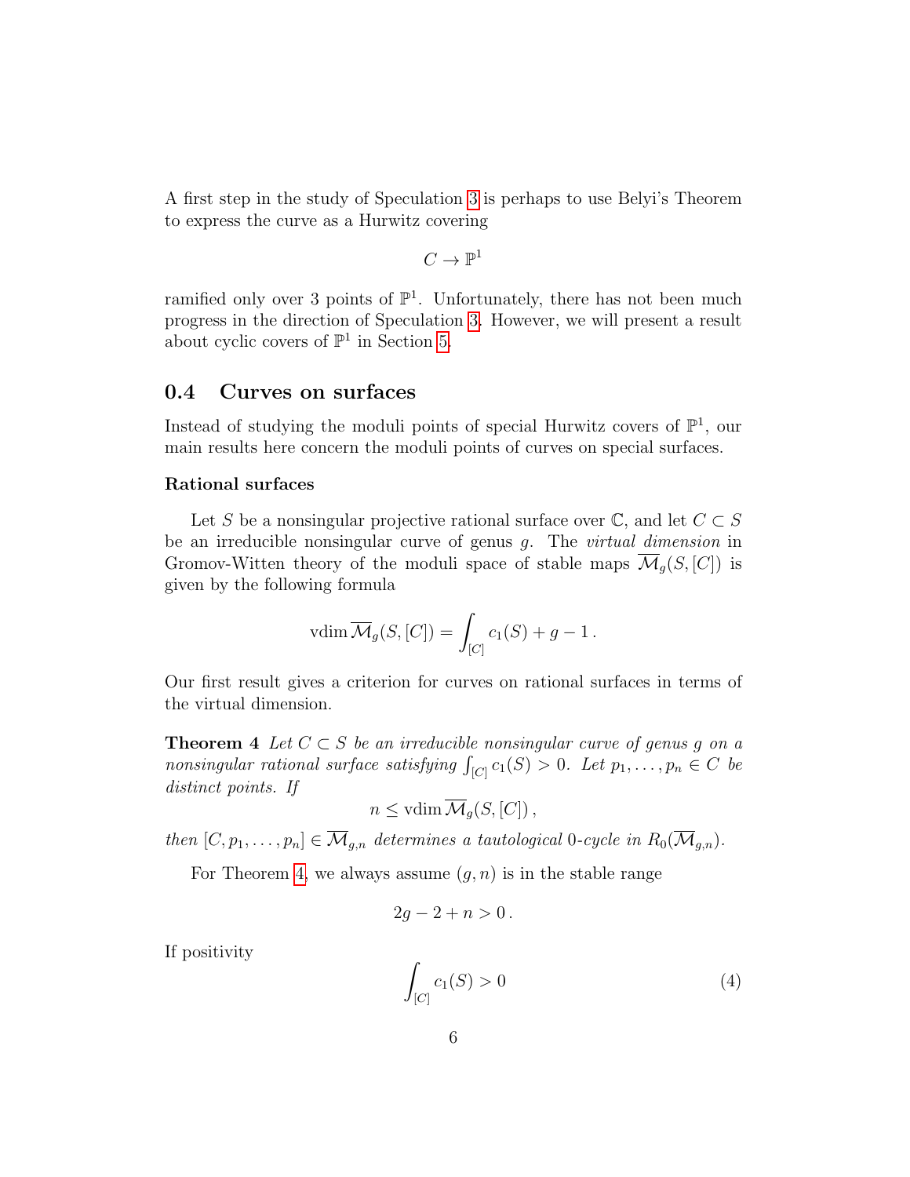A first step in the study of Speculation 3 is perhaps to use Belyi's Theorem to express the curve as a Hurwitz covering

$$C \to \mathbb{P}^1$$

ramified only over 3 points of $\mathbb{P}^1$. Unfortunately, there has not been much progress in the direction of Speculation 3. However, we will present a result about cyclic covers of $\mathbb{P}^1$ in Section 5.

## 0.4 Curves on surfaces

Instead of studying the moduli points of special Hurwitz covers of $\mathbb{P}^1$, our main results here concern the moduli points of curves on special surfaces.

### Rational surfaces

Let $S$ be a nonsingular projective rational surface over $\mathbb{C}$, and let $C \subset S$ be an irreducible nonsingular curve of genus $g$. The *virtual dimension* in Gromov-Witten theory of the moduli space of stable maps $\overline{\mathcal{M}}_g(S, [C])$ is given by the following formula

$$\operatorname{vdim} \overline{\mathcal{M}}_g(S, [C]) = \int_{[C]} c_1(S) + g - 1\,.$$

Our first result gives a criterion for curves on rational surfaces in terms of the virtual dimension.

**Theorem 4** *Let $C \subset S$ be an irreducible nonsingular curve of genus $g$ on a nonsingular rational surface satisfying $\int_{[C]} c_1(S) > 0$. Let $p_1, \ldots, p_n \in C$ be distinct points. If*

$$n \leq \operatorname{vdim} \overline{\mathcal{M}}_g(S, [C])\,,$$

*then $[C, p_1, \ldots, p_n] \in \overline{\mathcal{M}}_{g,n}$ determines a tautological 0-cycle in $R_0(\overline{\mathcal{M}}_{g,n})$.*

For Theorem 4, we always assume $(g, n)$ is in the stable range

$$2g - 2 + n > 0\,.$$

If positivity

$$\int_{[C]} c_1(S) > 0 \tag{4}$$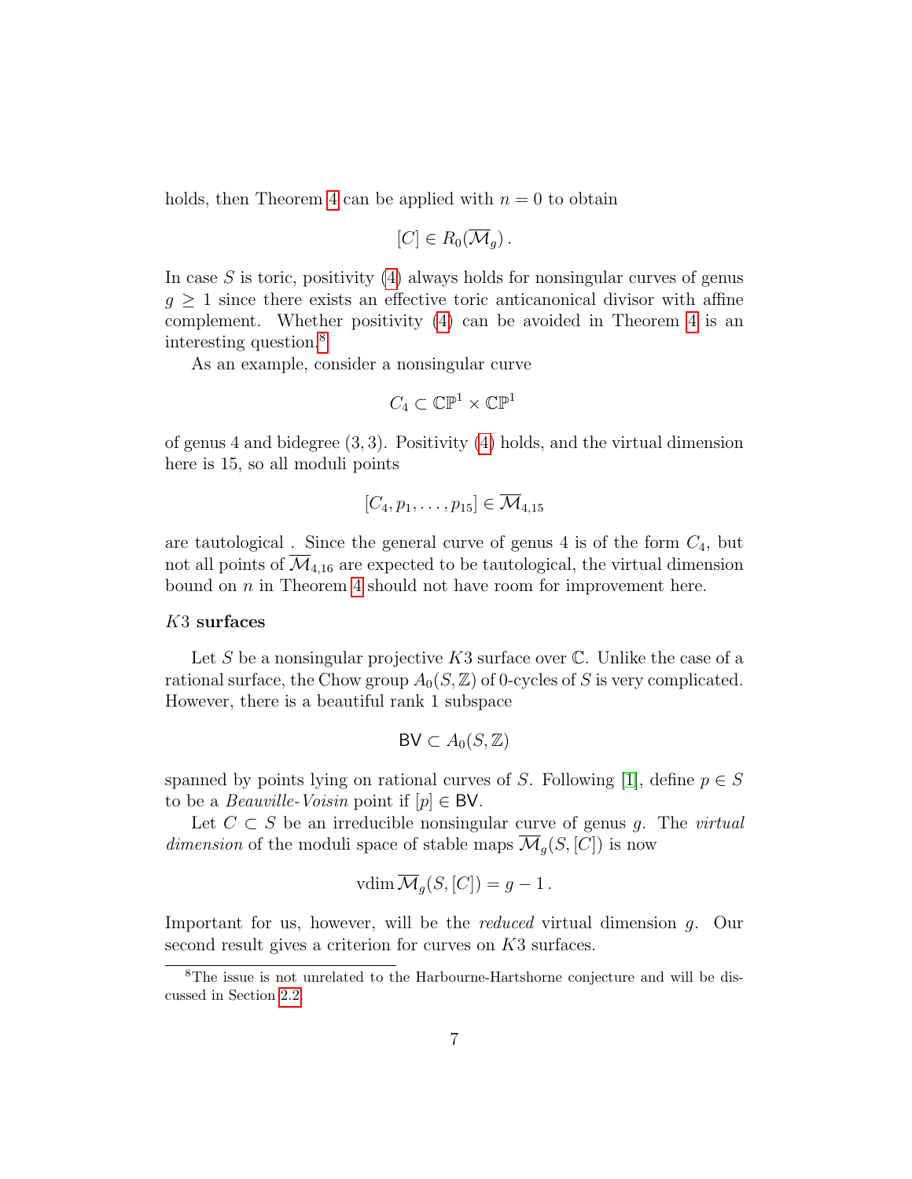holds, then Theorem 4 can be applied with $n = 0$ to obtain

$$[C] \in R_0(\overline{\mathcal{M}}_g)\,.$$

In case $S$ is toric, positivity (4) always holds for nonsingular curves of genus $g \geq 1$ since there exists an effective toric anticanonical divisor with affine complement. Whether positivity (4) can be avoided in Theorem 4 is an interesting question.[8]

As an example, consider a nonsingular curve

$$C_4 \subset \mathbb{CP}^1 \times \mathbb{CP}^1$$

of genus 4 and bidegree $(3, 3)$. Positivity (4) holds, and the virtual dimension here is 15, so all moduli points

$$[C_4, p_1, \ldots, p_{15}] \in \overline{\mathcal{M}}_{4,15}$$

are tautological . Since the general curve of genus 4 is of the form $C_4$, but not all points of $\overline{\mathcal{M}}_{4,16}$ are expected to be tautological, the virtual dimension bound on $n$ in Theorem 4 should not have room for improvement here.

### $K3$ surfaces

Let $S$ be a nonsingular projective $K3$ surface over $\mathbb{C}$. Unlike the case of a rational surface, the Chow group $A_0(S, \mathbb{Z})$ of 0-cycles of $S$ is very complicated. However, there is a beautiful rank 1 subspace

$$\mathsf{BV} \subset A_0(S, \mathbb{Z})$$

spanned by points lying on rational curves of $S$. Following [1], define $p \in S$ to be a *Beauville-Voisin* point if $[p] \in \mathsf{BV}$.

Let $C \subset S$ be an irreducible nonsingular curve of genus $g$. The *virtual dimension* of the moduli space of stable maps $\overline{\mathcal{M}}_g(S, [C])$ is now

$$\text{vdim}\, \overline{\mathcal{M}}_g(S, [C]) = g - 1\,.$$

Important for us, however, will be the *reduced* virtual dimension $g$. Our second result gives a criterion for curves on $K3$ surfaces.

---

[8] The issue is not unrelated to the Harbourne-Hartshorne conjecture and will be discussed in Section 2.2.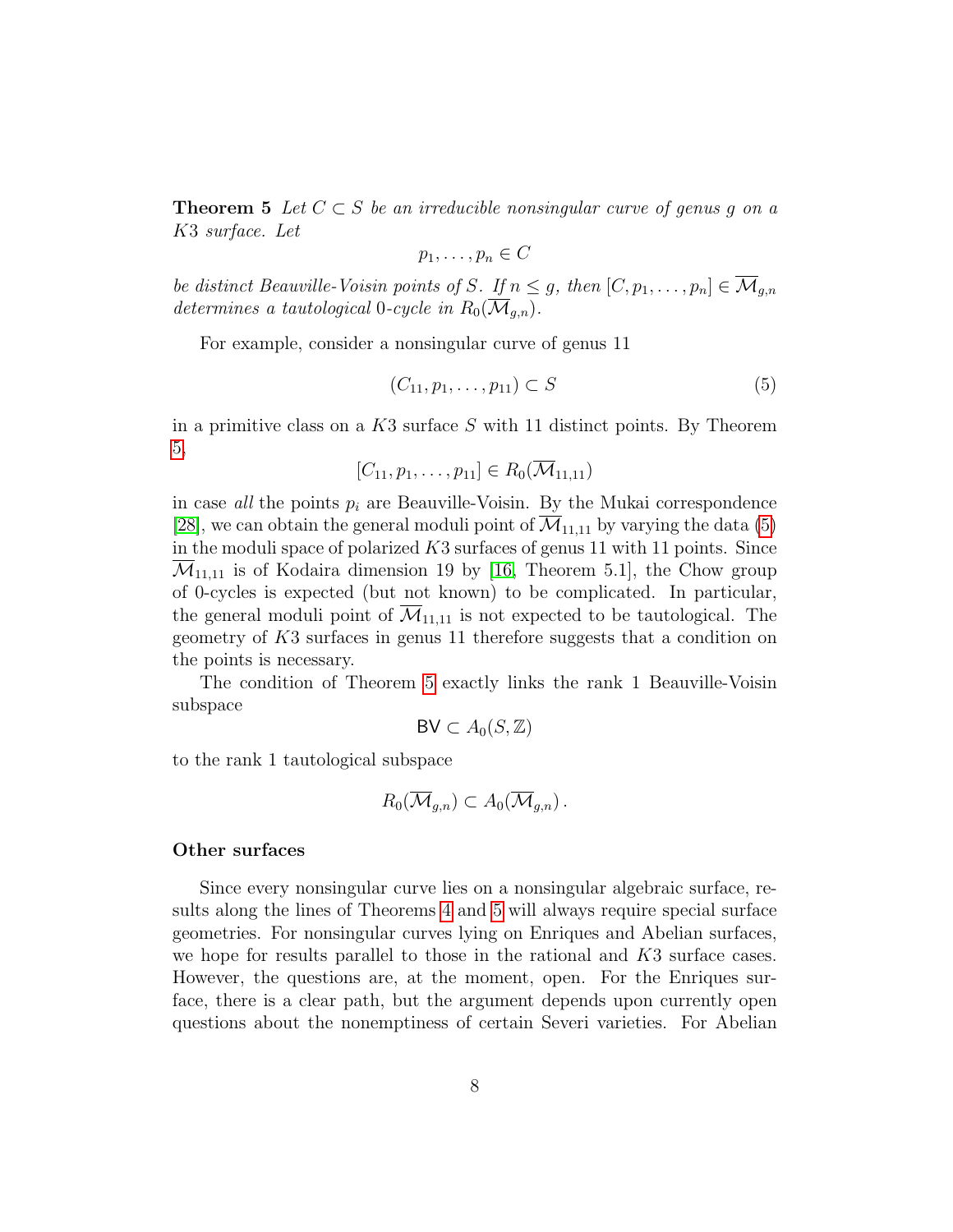**Theorem 5** *Let $C \subset S$ be an irreducible nonsingular curve of genus $g$ on a $K3$ surface. Let*

$$p_1, \ldots, p_n \in C$$

*be distinct Beauville-Voisin points of $S$. If $n \leq g$, then $[C, p_1, \ldots, p_n] \in \overline{\mathcal{M}}_{g,n}$ determines a tautological 0-cycle in $R_0(\overline{\mathcal{M}}_{g,n})$.*

For example, consider a nonsingular curve of genus 11

$$(C_{11}, p_1, \ldots, p_{11}) \subset S \tag{5}$$

in a primitive class on a $K3$ surface $S$ with 11 distinct points. By Theorem 5,

$$[C_{11}, p_1, \ldots, p_{11}] \in R_0(\overline{\mathcal{M}}_{11,11})$$

in case *all* the points $p_i$ are Beauville-Voisin. By the Mukai correspondence [28], we can obtain the general moduli point of $\overline{\mathcal{M}}_{11,11}$ by varying the data (5) in the moduli space of polarized $K3$ surfaces of genus 11 with 11 points. Since $\overline{\mathcal{M}}_{11,11}$ is of Kodaira dimension 19 by [16, Theorem 5.1], the Chow group of 0-cycles is expected (but not known) to be complicated. In particular, the general moduli point of $\overline{\mathcal{M}}_{11,11}$ is not expected to be tautological. The geometry of $K3$ surfaces in genus 11 therefore suggests that a condition on the points is necessary.

The condition of Theorem 5 exactly links the rank 1 Beauville-Voisin subspace

$$\mathsf{BV} \subset A_0(S, \mathbb{Z})$$

to the rank 1 tautological subspace

$$R_0(\overline{\mathcal{M}}_{g,n}) \subset A_0(\overline{\mathcal{M}}_{g,n}).$$

### Other surfaces

Since every nonsingular curve lies on a nonsingular algebraic surface, results along the lines of Theorems 4 and 5 will always require special surface geometries. For nonsingular curves lying on Enriques and Abelian surfaces, we hope for results parallel to those in the rational and $K3$ surface cases. However, the questions are, at the moment, open. For the Enriques surface, there is a clear path, but the argument depends upon currently open questions about the nonemptiness of certain Severi varieties. For Abelian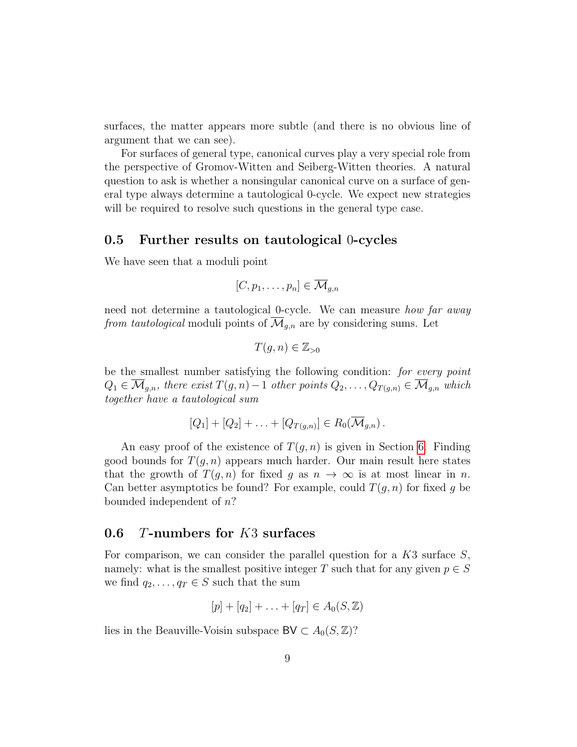surfaces, the matter appears more subtle (and there is no obvious line of argument that we can see).

For surfaces of general type, canonical curves play a very special role from the perspective of Gromov-Witten and Seiberg-Witten theories. A natural question to ask is whether a nonsingular canonical curve on a surface of general type always determine a tautological 0-cycle. We expect new strategies will be required to resolve such questions in the general type case.

## 0.5 Further results on tautological 0-cycles

We have seen that a moduli point

$$[C, p_1, \ldots, p_n] \in \overline{\mathcal{M}}_{g,n}$$

need not determine a tautological 0-cycle. We can measure *how far away from tautological* moduli points of $\overline{\mathcal{M}}_{g,n}$ are by considering sums. Let

$$T(g,n) \in \mathbb{Z}_{>0}$$

be the smallest number satisfying the following condition: *for every point $Q_1 \in \overline{\mathcal{M}}_{g,n}$, there exist $T(g,n)-1$ other points $Q_2, \ldots, Q_{T(g,n)} \in \overline{\mathcal{M}}_{g,n}$ which together have a tautological sum*

$$[Q_1] + [Q_2] + \ldots + [Q_{T(g,n)}] \in R_0(\overline{\mathcal{M}}_{g,n})\,.$$

An easy proof of the existence of $T(g,n)$ is given in Section 6. Finding good bounds for $T(g,n)$ appears much harder. Our main result here states that the growth of $T(g,n)$ for fixed $g$ as $n \to \infty$ is at most linear in $n$. Can better asymptotics be found? For example, could $T(g,n)$ for fixed $g$ be bounded independent of $n$?

## 0.6 $T$-numbers for $K3$ surfaces

For comparison, we can consider the parallel question for a $K3$ surface $S$, namely: what is the smallest positive integer $T$ such that for any given $p \in S$ we find $q_2, \ldots, q_T \in S$ such that the sum

$$[p] + [q_2] + \ldots + [q_T] \in A_0(S, \mathbb{Z})$$

lies in the Beauville-Voisin subspace $\mathsf{BV} \subset A_0(S, \mathbb{Z})$?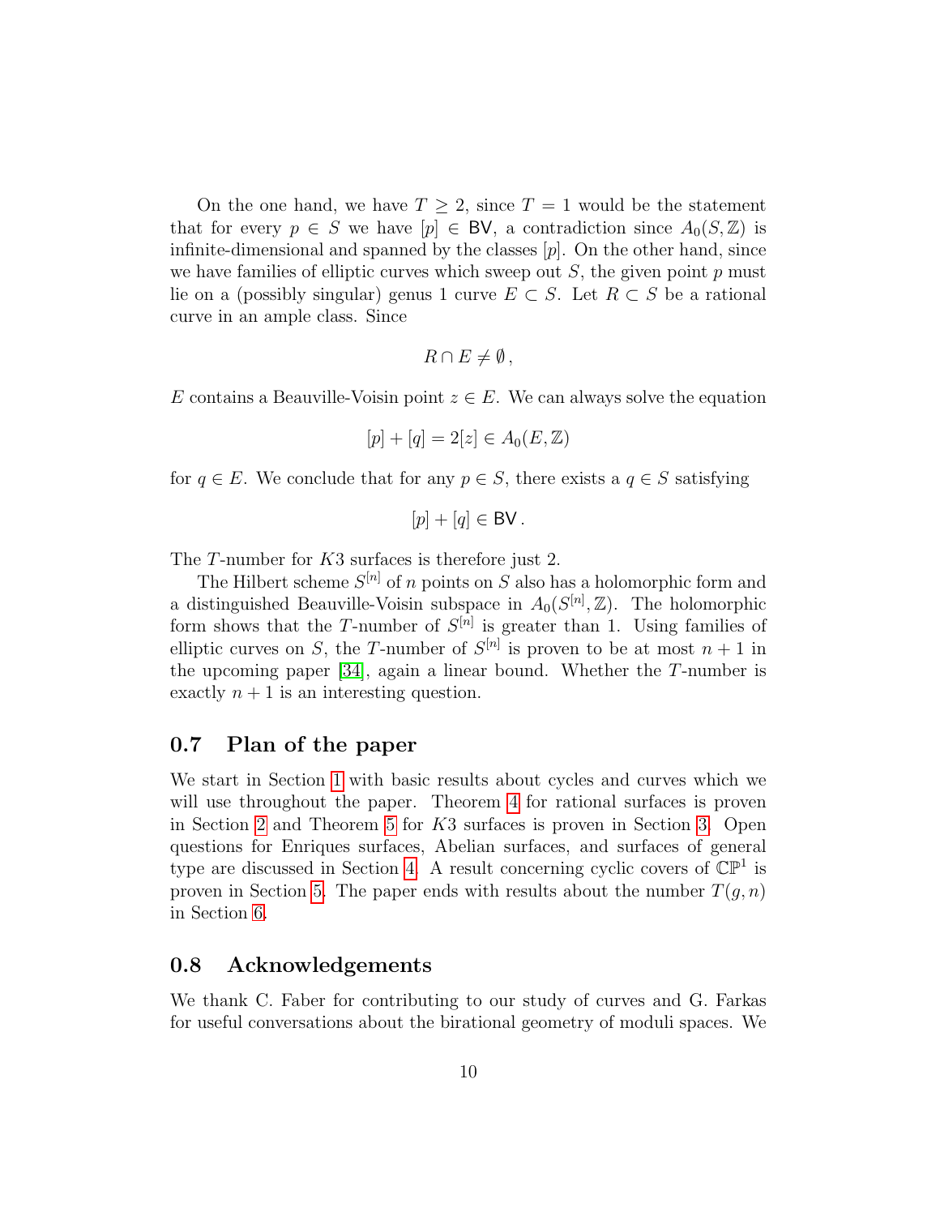On the one hand, we have $T \geq 2$, since $T = 1$ would be the statement that for every $p \in S$ we have $[p] \in \mathsf{BV}$, a contradiction since $A_0(S, \mathbb{Z})$ is infinite-dimensional and spanned by the classes $[p]$. On the other hand, since we have families of elliptic curves which sweep out $S$, the given point $p$ must lie on a (possibly singular) genus 1 curve $E \subset S$. Let $R \subset S$ be a rational curve in an ample class. Since

$$R \cap E \neq \emptyset \,,$$

$E$ contains a Beauville-Voisin point $z \in E$. We can always solve the equation

$$[p] + [q] = 2[z] \in A_0(E, \mathbb{Z})$$

for $q \in E$. We conclude that for any $p \in S$, there exists a $q \in S$ satisfying

$$[p] + [q] \in \mathsf{BV} \,.$$

The $T$-number for $K3$ surfaces is therefore just 2.

The Hilbert scheme $S^{[n]}$ of $n$ points on $S$ also has a holomorphic form and a distinguished Beauville-Voisin subspace in $A_0(S^{[n]}, \mathbb{Z})$. The holomorphic form shows that the $T$-number of $S^{[n]}$ is greater than 1. Using families of elliptic curves on $S$, the $T$-number of $S^{[n]}$ is proven to be at most $n + 1$ in the upcoming paper [34], again a linear bound. Whether the $T$-number is exactly $n + 1$ is an interesting question.

## 0.7 Plan of the paper

We start in Section 1 with basic results about cycles and curves which we will use throughout the paper. Theorem 4 for rational surfaces is proven in Section 2 and Theorem 5 for $K3$ surfaces is proven in Section 3. Open questions for Enriques surfaces, Abelian surfaces, and surfaces of general type are discussed in Section 4. A result concerning cyclic covers of $\mathbb{CP}^1$ is proven in Section 5. The paper ends with results about the number $T(g, n)$ in Section 6.

## 0.8 Acknowledgements

We thank C. Faber for contributing to our study of curves and G. Farkas for useful conversations about the birational geometry of moduli spaces. We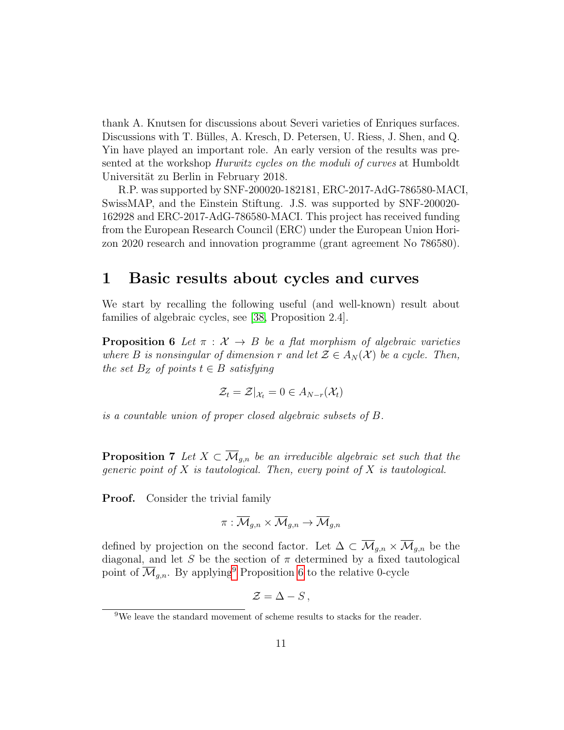thank A. Knutsen for discussions about Severi varieties of Enriques surfaces. Discussions with T. Bülles, A. Kresch, D. Petersen, U. Riess, J. Shen, and Q. Yin have played an important role. An early version of the results was presented at the workshop *Hurwitz cycles on the moduli of curves* at Humboldt Universität zu Berlin in February 2018.

R.P. was supported by SNF-200020-182181, ERC-2017-AdG-786580-MACI, SwissMAP, and the Einstein Stiftung. J.S. was supported by SNF-200020-162928 and ERC-2017-AdG-786580-MACI. This project has received funding from the European Research Council (ERC) under the European Union Horizon 2020 research and innovation programme (grant agreement No 786580).

# 1 Basic results about cycles and curves

We start by recalling the following useful (and well-known) result about families of algebraic cycles, see [38, Proposition 2.4].

**Proposition 6** *Let $\pi : \mathcal{X} \to B$ be a flat morphism of algebraic varieties where $B$ is nonsingular of dimension $r$ and let $\mathcal{Z} \in A_N(\mathcal{X})$ be a cycle. Then, the set $B_Z$ of points $t \in B$ satisfying*

$$\mathcal{Z}_t = \mathcal{Z}|_{\mathcal{X}_t} = 0 \in A_{N-r}(\mathcal{X}_t)$$

*is a countable union of proper closed algebraic subsets of $B$.*

**Proposition 7** *Let $X \subset \overline{\mathcal{M}}_{g,n}$ be an irreducible algebraic set such that the generic point of $X$ is tautological. Then, every point of $X$ is tautological.*

**Proof.** Consider the trivial family

$$\pi : \overline{\mathcal{M}}_{g,n} \times \overline{\mathcal{M}}_{g,n} \to \overline{\mathcal{M}}_{g,n}$$

defined by projection on the second factor. Let $\Delta \subset \overline{\mathcal{M}}_{g,n} \times \overline{\mathcal{M}}_{g,n}$ be the diagonal, and let $S$ be the section of $\pi$ determined by a fixed tautological point of $\overline{\mathcal{M}}_{g,n}$. By applying[9] Proposition 6 to the relative 0-cycle

$$\mathcal{Z} = \Delta - S\,,$$

[9] We leave the standard movement of scheme results to stacks for the reader.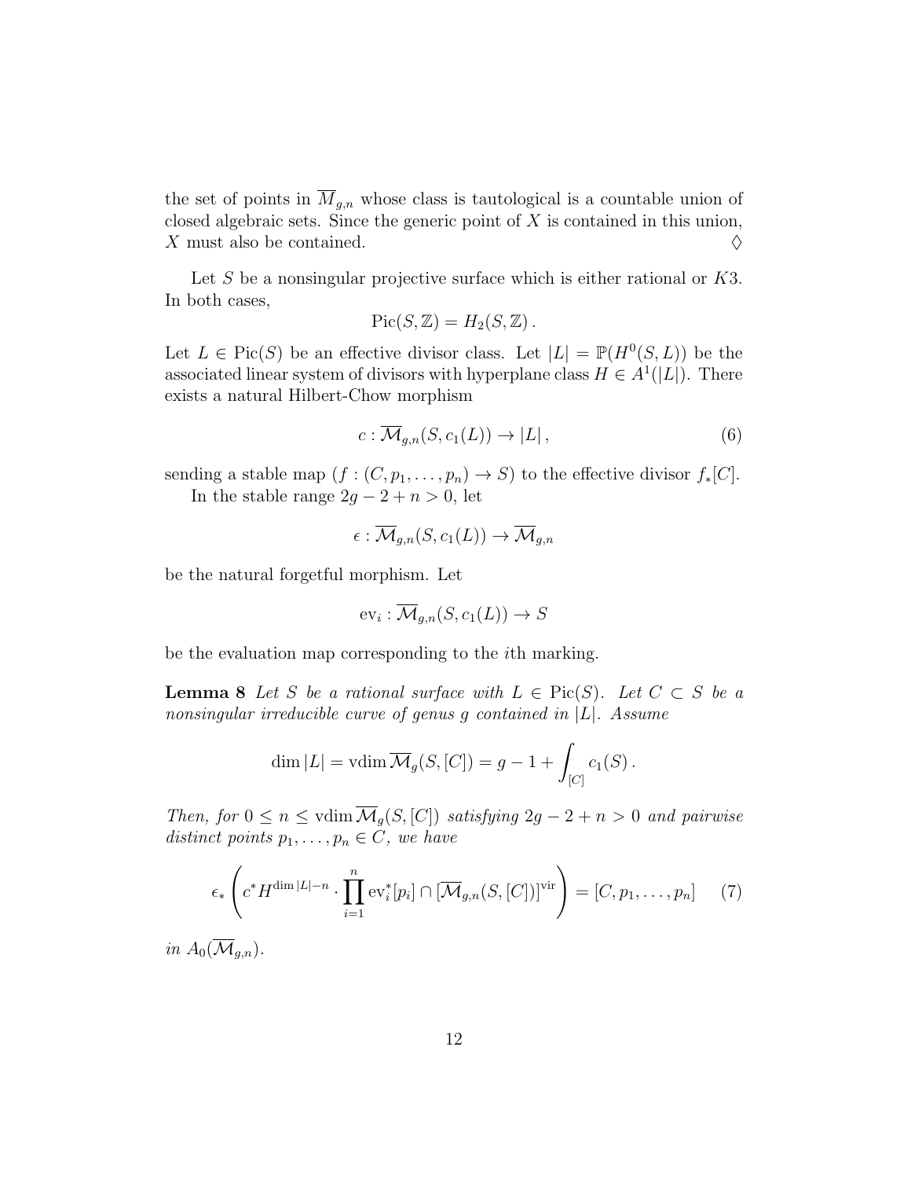the set of points in $\overline{M}_{g,n}$ whose class is tautological is a countable union of closed algebraic sets. Since the generic point of $X$ is contained in this union, $X$ must also be contained. $\Diamond$

Let $S$ be a nonsingular projective surface which is either rational or $K3$. In both cases,

$$\mathrm{Pic}(S, \mathbb{Z}) = H_2(S, \mathbb{Z}) \, .$$

Let $L \in \mathrm{Pic}(S)$ be an effective divisor class. Let $|L| = \mathbb{P}(H^0(S, L))$ be the associated linear system of divisors with hyperplane class $H \in A^1(|L|)$. There exists a natural Hilbert-Chow morphism

$$c : \overline{\mathcal{M}}_{g,n}(S, c_1(L)) \to |L| \, , \tag{6}$$

sending a stable map $(f : (C, p_1, \ldots, p_n) \to S)$ to the effective divisor $f_*[C]$.

In the stable range $2g - 2 + n > 0$, let

$$\epsilon : \overline{\mathcal{M}}_{g,n}(S, c_1(L)) \to \overline{\mathcal{M}}_{g,n}$$

be the natural forgetful morphism. Let

$$\mathrm{ev}_i : \overline{\mathcal{M}}_{g,n}(S, c_1(L)) \to S$$

be the evaluation map corresponding to the $i$th marking.

**Lemma 8** *Let $S$ be a rational surface with $L \in \mathrm{Pic}(S)$. Let $C \subset S$ be a nonsingular irreducible curve of genus $g$ contained in $|L|$. Assume*

$$\dim |L| = \mathrm{vdim}\, \overline{\mathcal{M}}_g(S, [C]) = g - 1 + \int_{[C]} c_1(S) \, .$$

*Then, for $0 \leq n \leq \mathrm{vdim}\, \overline{\mathcal{M}}_g(S, [C])$ satisfying $2g - 2 + n > 0$ and pairwise distinct points $p_1, \ldots, p_n \in C$, we have*

$$\epsilon_* \left( c^* H^{\dim |L| - n} \cdot \prod_{i=1}^{n} \mathrm{ev}_i^*[p_i] \cap [\overline{\mathcal{M}}_{g,n}(S, [C])]^{\mathrm{vir}} \right) = [C, p_1, \ldots, p_n] \tag{7}$$

*in $A_0(\overline{\mathcal{M}}_{g,n})$.*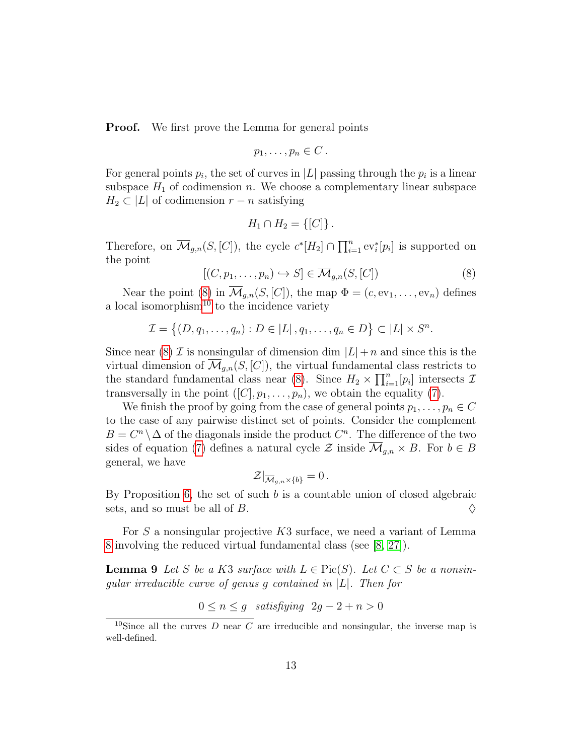**Proof.** We first prove the Lemma for general points

$$p_1, \dots, p_n \in C\,.$$

For general points $p_i$, the set of curves in $|L|$ passing through the $p_i$ is a linear subspace $H_1$ of codimension $n$. We choose a complementary linear subspace $H_2 \subset |L|$ of codimension $r - n$ satisfying

$$H_1 \cap H_2 = \{[C]\}\,.$$

Therefore, on $\overline{\mathcal{M}}_{g,n}(S,[C])$, the cycle $c^*[H_2] \cap \prod_{i=1}^n \mathrm{ev}_i^*[p_i]$ is supported on the point

$$[(C, p_1, \dots, p_n) \hookrightarrow S] \in \overline{\mathcal{M}}_{g,n}(S,[C]) \tag{8}$$

Near the point (8) in $\overline{\mathcal{M}}_{g,n}(S,[C])$, the map $\Phi = (c, \mathrm{ev}_1, \dots, \mathrm{ev}_n)$ defines a local isomorphism[10] to the incidence variety

$$\mathcal{I} = \left\{(D, q_1, \dots, q_n) : D \in |L|\,, q_1, \dots, q_n \in D\right\} \subset |L| \times S^n.$$

Since near (8) $\mathcal{I}$ is nonsingular of dimension $\dim\,|L| + n$ and since this is the virtual dimension of $\overline{\mathcal{M}}_{g,n}(S,[C])$, the virtual fundamental class restricts to the standard fundamental class near (8). Since $H_2 \times \prod_{i=1}^n [p_i]$ intersects $\mathcal{I}$ transversally in the point $([C], p_1, \dots, p_n)$, we obtain the equality (7).

We finish the proof by going from the case of general points $p_1, \dots, p_n \in C$ to the case of any pairwise distinct set of points. Consider the complement $B = C^n \setminus \Delta$ of the diagonals inside the product $C^n$. The difference of the two sides of equation (7) defines a natural cycle $\mathcal{Z}$ inside $\overline{\mathcal{M}}_{g,n} \times B$. For $b \in B$ general, we have

$$\mathcal{Z}|_{\overline{\mathcal{M}}_{g,n} \times \{b\}} = 0\,.$$

By Proposition 6, the set of such $b$ is a countable union of closed algebraic sets, and so must be all of $B$. $\Diamond$

For $S$ a nonsingular projective $K3$ surface, we need a variant of Lemma 8 involving the reduced virtual fundamental class (see [8, 27]).

**Lemma 9** *Let $S$ be a K3 surface with $L \in \mathrm{Pic}(S)$. Let $C \subset S$ be a nonsingular irreducible curve of genus $g$ contained in $|L|$. Then for*

$$0 \le n \le g \quad \textit{satisfying} \quad 2g - 2 + n > 0$$

[10] Since all the curves $D$ near $C$ are irreducible and nonsingular, the inverse map is well-defined.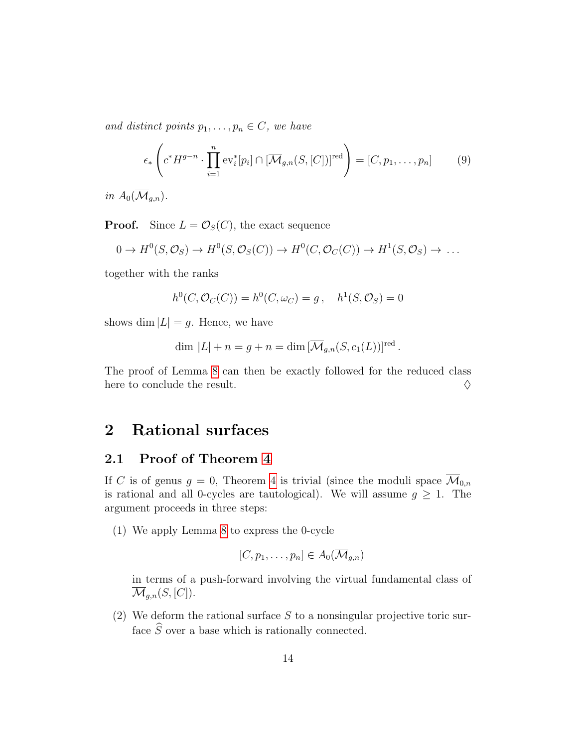*and distinct points $p_1, \ldots, p_n \in C$, we have*

$$\epsilon_* \left( c^* H^{g-n} \cdot \prod_{i=1}^{n} \mathrm{ev}_i^*[p_i] \cap [\overline{\mathcal{M}}_{g,n}(S,[C])]^{\mathrm{red}} \right) = [C, p_1, \ldots, p_n] \qquad (9)$$

*in $A_0(\overline{\mathcal{M}}_{g,n})$.*

**Proof.** Since $L = \mathcal{O}_S(C)$, the exact sequence

$$0 \to H^0(S, \mathcal{O}_S) \to H^0(S, \mathcal{O}_S(C)) \to H^0(C, \mathcal{O}_C(C)) \to H^1(S, \mathcal{O}_S) \to \ldots$$

together with the ranks

$$h^0(C, \mathcal{O}_C(C)) = h^0(C, \omega_C) = g\,, \quad h^1(S, \mathcal{O}_S) = 0$$

shows $\dim |L| = g$. Hence, we have

$$\dim\, |L| + n = g + n = \dim\, [\overline{\mathcal{M}}_{g,n}(S, c_1(L))]^{\mathrm{red}}\,.$$

The proof of Lemma 8 can then be exactly followed for the reduced class here to conclude the result. ◊

## 2 Rational surfaces

### 2.1 Proof of Theorem 4

If $C$ is of genus $g = 0$, Theorem 4 is trivial (since the moduli space $\overline{\mathcal{M}}_{0,n}$ is rational and all 0-cycles are tautological). We will assume $g \geq 1$. The argument proceeds in three steps:

(1) We apply Lemma 8 to express the 0-cycle

$$[C, p_1, \ldots, p_n] \in A_0(\overline{\mathcal{M}}_{g,n})$$

in terms of a push-forward involving the virtual fundamental class of $\overline{\mathcal{M}}_{g,n}(S, [C])$.

(2) We deform the rational surface $S$ to a nonsingular projective toric surface $\widehat{S}$ over a base which is rationally connected.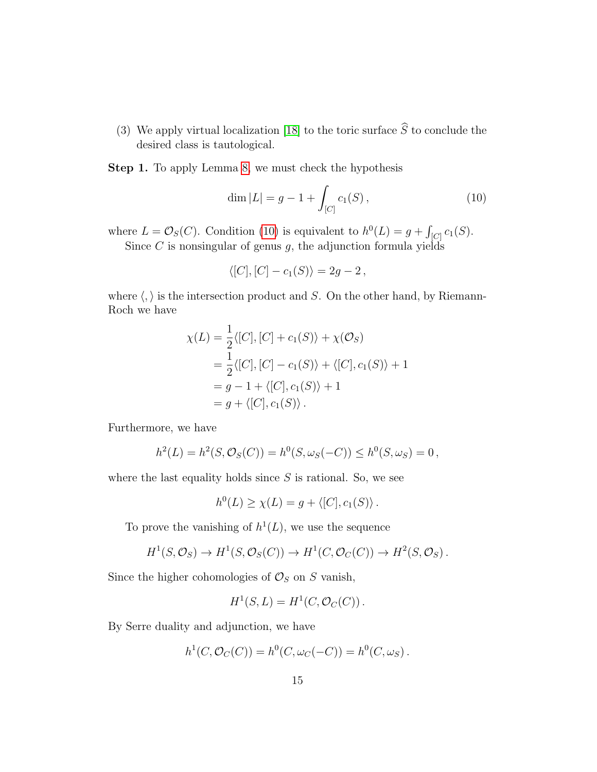(3) We apply virtual localization [18] to the toric surface $\widehat{S}$ to conclude the desired class is tautological.

**Step 1.** To apply Lemma 8, we must check the hypothesis

$$\dim |L| = g - 1 + \int_{[C]} c_1(S)\,, \tag{10}$$

where $L = \mathcal{O}_S(C)$. Condition (10) is equivalent to $h^0(L) = g + \int_{[C]} c_1(S)$.

Since $C$ is nonsingular of genus $g$, the adjunction formula yields

$$\langle [C], [C] - c_1(S) \rangle = 2g - 2\,,$$

where $\langle , \rangle$ is the intersection product and $S$. On the other hand, by Riemann-Roch we have

$$\begin{aligned}
\chi(L) &= \frac{1}{2}\langle [C], [C] + c_1(S)\rangle + \chi(\mathcal{O}_S) \\
&= \frac{1}{2}\langle [C], [C] - c_1(S)\rangle + \langle [C], c_1(S)\rangle + 1 \\
&= g - 1 + \langle [C], c_1(S)\rangle + 1 \\
&= g + \langle [C], c_1(S)\rangle\,.
\end{aligned}$$

Furthermore, we have

$$h^2(L) = h^2(S, \mathcal{O}_S(C)) = h^0(S, \omega_S(-C)) \leq h^0(S, \omega_S) = 0\,,$$

where the last equality holds since $S$ is rational. So, we see

$$h^0(L) \geq \chi(L) = g + \langle [C], c_1(S)\rangle\,.$$

To prove the vanishing of $h^1(L)$, we use the sequence

$$H^1(S, \mathcal{O}_S) \to H^1(S, \mathcal{O}_S(C)) \to H^1(C, \mathcal{O}_C(C)) \to H^2(S, \mathcal{O}_S)\,.$$

Since the higher cohomologies of $\mathcal{O}_S$ on $S$ vanish,

$$H^1(S, L) = H^1(C, \mathcal{O}_C(C))\,.$$

By Serre duality and adjunction, we have

$$h^1(C, \mathcal{O}_C(C)) = h^0(C, \omega_C(-C)) = h^0(C, \omega_S)\,.$$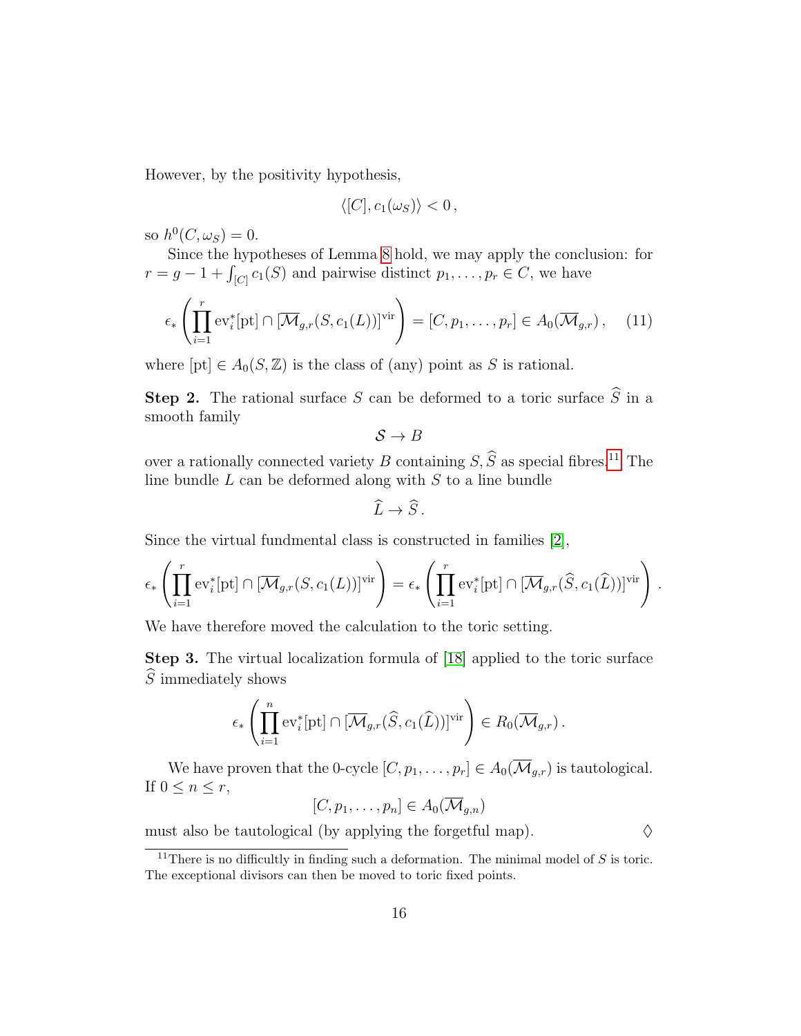However, by the positivity hypothesis,

$$\langle [C], c_1(\omega_S) \rangle < 0\,,$$

so $h^0(C, \omega_S) = 0$.

Since the hypotheses of Lemma 8 hold, we may apply the conclusion: for $r = g - 1 + \int_{[C]} c_1(S)$ and pairwise distinct $p_1, \ldots, p_r \in C$, we have

$$\epsilon_* \left( \prod_{i=1}^{r} \mathrm{ev}_i^*[\mathrm{pt}] \cap [\overline{\mathcal{M}}_{g,r}(S, c_1(L))]^{\mathrm{vir}} \right) = [C, p_1, \ldots, p_r] \in A_0(\overline{\mathcal{M}}_{g,r})\,, \quad (11)$$

where $[\mathrm{pt}] \in A_0(S, \mathbb{Z})$ is the class of (any) point as $S$ is rational.

**Step 2.** The rational surface $S$ can be deformed to a toric surface $\widehat{S}$ in a smooth family

$$\mathcal{S} \to B$$

over a rationally connected variety $B$ containing $S, \widehat{S}$ as special fibres.[11] The line bundle $L$ can be deformed along with $S$ to a line bundle

$$\widehat{L} \to \widehat{S}\,.$$

Since the virtual fundmental class is constructed in families [2],

$$\epsilon_* \left( \prod_{i=1}^{r} \mathrm{ev}_i^*[\mathrm{pt}] \cap [\overline{\mathcal{M}}_{g,r}(S, c_1(L))]^{\mathrm{vir}} \right) = \epsilon_* \left( \prod_{i=1}^{r} \mathrm{ev}_i^*[\mathrm{pt}] \cap [\overline{\mathcal{M}}_{g,r}(\widehat{S}, c_1(\widehat{L}))]^{\mathrm{vir}} \right).$$

We have therefore moved the calculation to the toric setting.

**Step 3.** The virtual localization formula of [18] applied to the toric surface $\widehat{S}$ immediately shows

$$\epsilon_* \left( \prod_{i=1}^{n} \mathrm{ev}_i^*[\mathrm{pt}] \cap [\overline{\mathcal{M}}_{g,r}(\widehat{S}, c_1(\widehat{L}))]^{\mathrm{vir}} \right) \in R_0(\overline{\mathcal{M}}_{g,r})\,.$$

We have proven that the 0-cycle $[C, p_1, \ldots, p_r] \in A_0(\overline{\mathcal{M}}_{g,r})$ is tautological. If $0 \leq n \leq r$,

$$[C, p_1, \ldots, p_n] \in A_0(\overline{\mathcal{M}}_{g,n})$$

must also be tautological (by applying the forgetful map). $\Diamond$

[11] There is no difficultly in finding such a deformation. The minimal model of $S$ is toric. The exceptional divisors can then be moved to toric fixed points.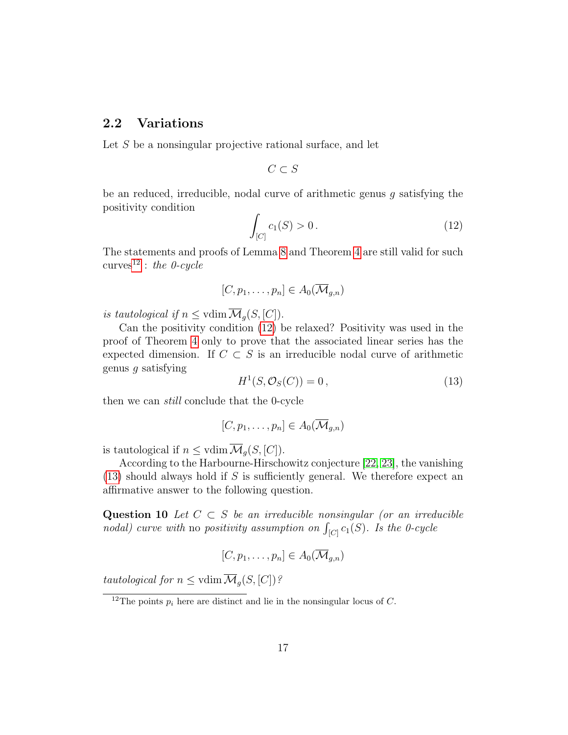### 2.2 Variations

Let $S$ be a nonsingular projective rational surface, and let

$$C \subset S$$

be an reduced, irreducible, nodal curve of arithmetic genus $g$ satisfying the positivity condition

$$\int_{[C]} c_1(S) > 0\,. \tag{12}$$

The statements and proofs of Lemma 8 and Theorem 4 are still valid for such curves[12] : *the 0-cycle*

$$[C, p_1, \ldots, p_n] \in A_0(\overline{\mathcal{M}}_{g,n})$$

*is tautological if* $n \leq \operatorname{vdim} \overline{\mathcal{M}}_g(S, [C])$.

Can the positivity condition (12) be relaxed? Positivity was used in the proof of Theorem 4 only to prove that the associated linear series has the expected dimension. If $C \subset S$ is an irreducible nodal curve of arithmetic genus $g$ satisfying

$$H^1(S, \mathcal{O}_S(C)) = 0\,, \tag{13}$$

then we can *still* conclude that the 0-cycle

$$[C, p_1, \ldots, p_n] \in A_0(\overline{\mathcal{M}}_{g,n})$$

is tautological if $n \leq \operatorname{vdim} \overline{\mathcal{M}}_g(S, [C])$.

According to the Harbourne-Hirschowitz conjecture [22, 23], the vanishing (13) should always hold if $S$ is sufficiently general. We therefore expect an affirmative answer to the following question.

**Question 10** *Let $C \subset S$ be an irreducible nonsingular (or an irreducible nodal) curve with* no positivity assumption *on $\int_{[C]} c_1(S)$. Is the 0-cycle*

$$[C, p_1, \ldots, p_n] \in A_0(\overline{\mathcal{M}}_{g,n})$$

*tautological for $n \leq \operatorname{vdim} \overline{\mathcal{M}}_g(S, [C])$?*

[12] The points $p_i$ here are distinct and lie in the nonsingular locus of $C$.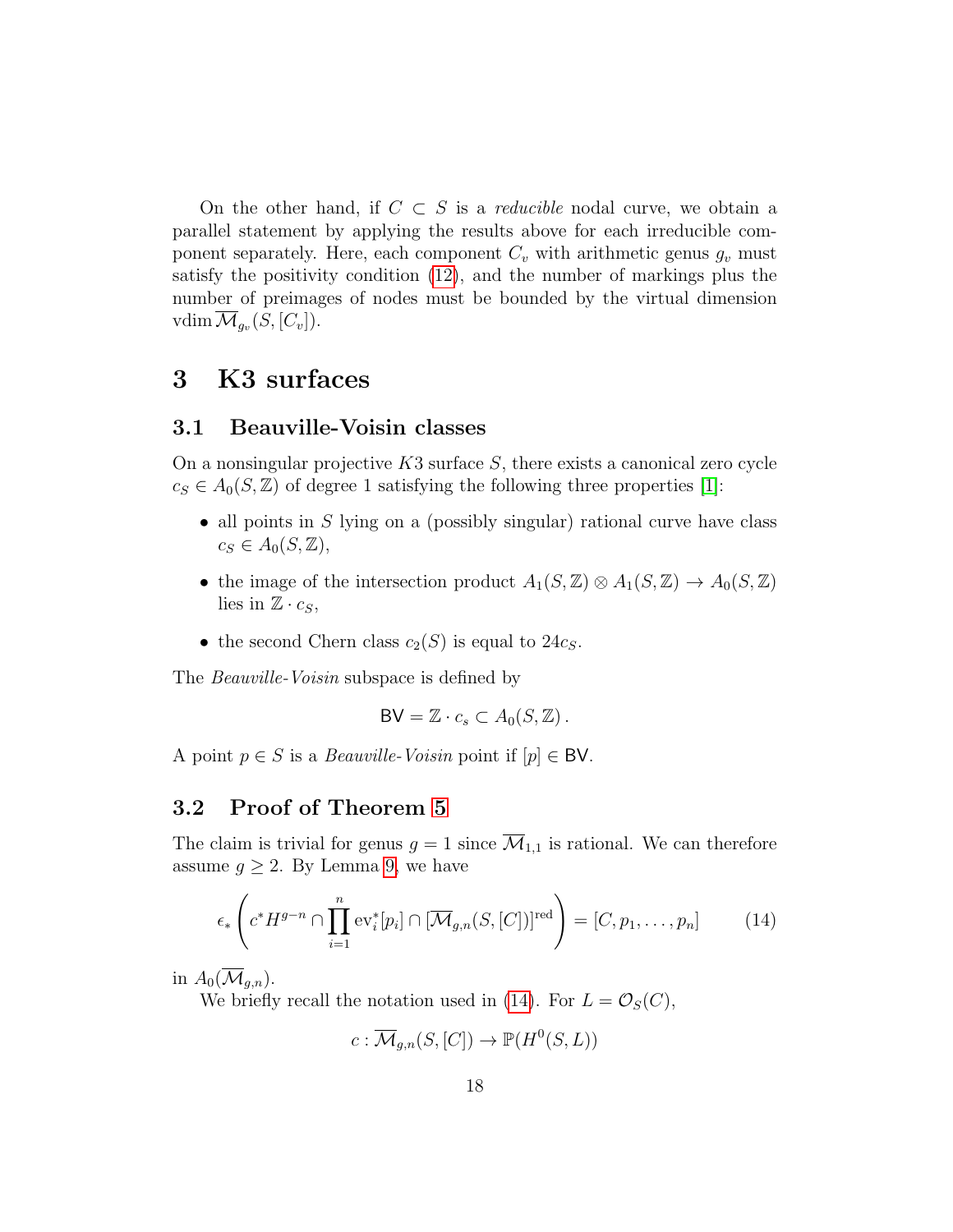On the other hand, if $C \subset S$ is a *reducible* nodal curve, we obtain a parallel statement by applying the results above for each irreducible component separately. Here, each component $C_v$ with arithmetic genus $g_v$ must satisfy the positivity condition (12), and the number of markings plus the number of preimages of nodes must be bounded by the virtual dimension $\mathrm{vdim}\, \overline{\mathcal{M}}_{g_v}(S, [C_v])$.

# 3 K3 surfaces

## 3.1 Beauville-Voisin classes

On a nonsingular projective $K3$ surface $S$, there exists a canonical zero cycle $c_S \in A_0(S, \mathbb{Z})$ of degree 1 satisfying the following three properties [1]:

- all points in $S$ lying on a (possibly singular) rational curve have class $c_S \in A_0(S, \mathbb{Z})$,
- the image of the intersection product $A_1(S, \mathbb{Z}) \otimes A_1(S, \mathbb{Z}) \to A_0(S, \mathbb{Z})$ lies in $\mathbb{Z} \cdot c_S$,
- the second Chern class $c_2(S)$ is equal to $24 c_S$.

The *Beauville-Voisin* subspace is defined by

$$\mathsf{BV} = \mathbb{Z} \cdot c_s \subset A_0(S, \mathbb{Z})\,.$$

A point $p \in S$ is a *Beauville-Voisin* point if $[p] \in \mathsf{BV}$.

## 3.2 Proof of Theorem 5

The claim is trivial for genus $g = 1$ since $\overline{\mathcal{M}}_{1,1}$ is rational. We can therefore assume $g \geq 2$. By Lemma 9, we have

$$\epsilon_* \left( c^* H^{g-n} \cap \prod_{i=1}^{n} \mathrm{ev}_i^*[p_i] \cap [\overline{\mathcal{M}}_{g,n}(S, [C])]^{\mathrm{red}} \right) = [C, p_1, \ldots, p_n] \tag{14}$$

in $A_0(\overline{\mathcal{M}}_{g,n})$.

We briefly recall the notation used in (14). For $L = \mathcal{O}_S(C)$,

$$c : \overline{\mathcal{M}}_{g,n}(S, [C]) \to \mathbb{P}(H^0(S, L))$$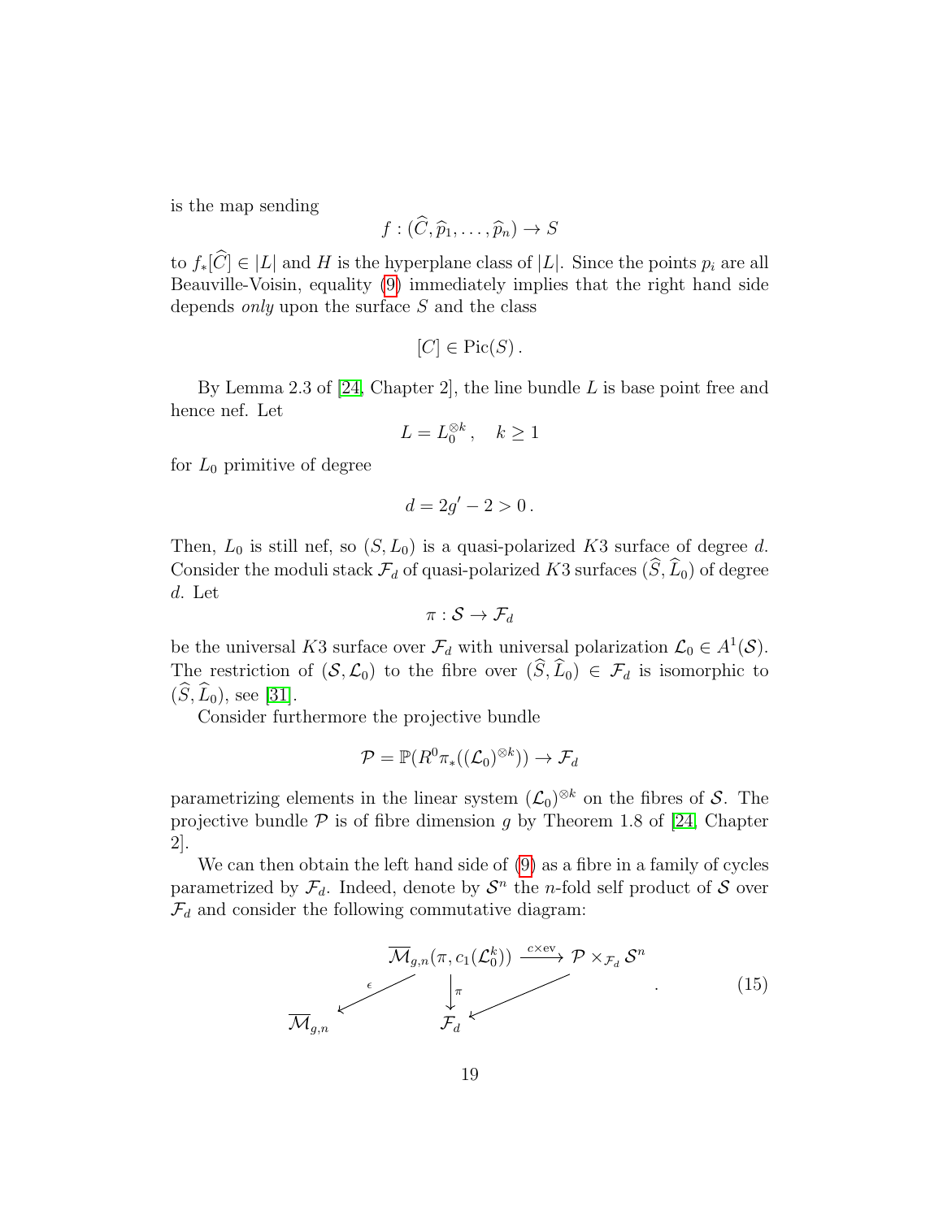is the map sending

$$f : (\widehat{C}, \widehat{p}_1, \ldots, \widehat{p}_n) \to S$$

to $f_*[\widehat{C}] \in |L|$ and $H$ is the hyperplane class of $|L|$. Since the points $p_i$ are all Beauville-Voisin, equality (9) immediately implies that the right hand side depends *only* upon the surface $S$ and the class

$$[C] \in \mathrm{Pic}(S)\,.$$

By Lemma 2.3 of [24, Chapter 2], the line bundle $L$ is base point free and hence nef. Let

$$L = L_0^{\otimes k}\,, \quad k \geq 1$$

for $L_0$ primitive of degree

$$d = 2g' - 2 > 0\,.$$

Then, $L_0$ is still nef, so $(S, L_0)$ is a quasi-polarized $K3$ surface of degree $d$. Consider the moduli stack $\mathcal{F}_d$ of quasi-polarized $K3$ surfaces $(\widehat{S}, \widehat{L}_0)$ of degree $d$. Let

$$\pi : \mathcal{S} \to \mathcal{F}_d$$

be the universal $K3$ surface over $\mathcal{F}_d$ with universal polarization $\mathcal{L}_0 \in A^1(\mathcal{S})$. The restriction of $(\mathcal{S}, \mathcal{L}_0)$ to the fibre over $(\widehat{S}, \widehat{L}_0) \in \mathcal{F}_d$ is isomorphic to $(\widehat{S}, \widehat{L}_0)$, see [31].

Consider furthermore the projective bundle

$$\mathcal{P} = \mathbb{P}(R^0\pi_*((\mathcal{L}_0)^{\otimes k})) \to \mathcal{F}_d$$

parametrizing elements in the linear system $(\mathcal{L}_0)^{\otimes k}$ on the fibres of $\mathcal{S}$. The projective bundle $\mathcal{P}$ is of fibre dimension $g$ by Theorem 1.8 of [24, Chapter 2].

We can then obtain the left hand side of (9) as a fibre in a family of cycles parametrized by $\mathcal{F}_d$. Indeed, denote by $\mathcal{S}^n$ the $n$-fold self product of $\mathcal{S}$ over $\mathcal{F}_d$ and consider the following commutative diagram:

$$\begin{array}{ccccc} & & \overline{\mathcal{M}}_{g,n}(\pi, c_1(\mathcal{L}_0^k)) & \xrightarrow{c \times \mathrm{ev}} & \mathcal{P} \times_{\mathcal{F}_d} \mathcal{S}^n \\ & \swarrow^{\epsilon} & \downarrow^{\pi} & \swarrow & \\ \overline{\mathcal{M}}_{g,n} & & \mathcal{F}_d & & \end{array} \qquad (15)$$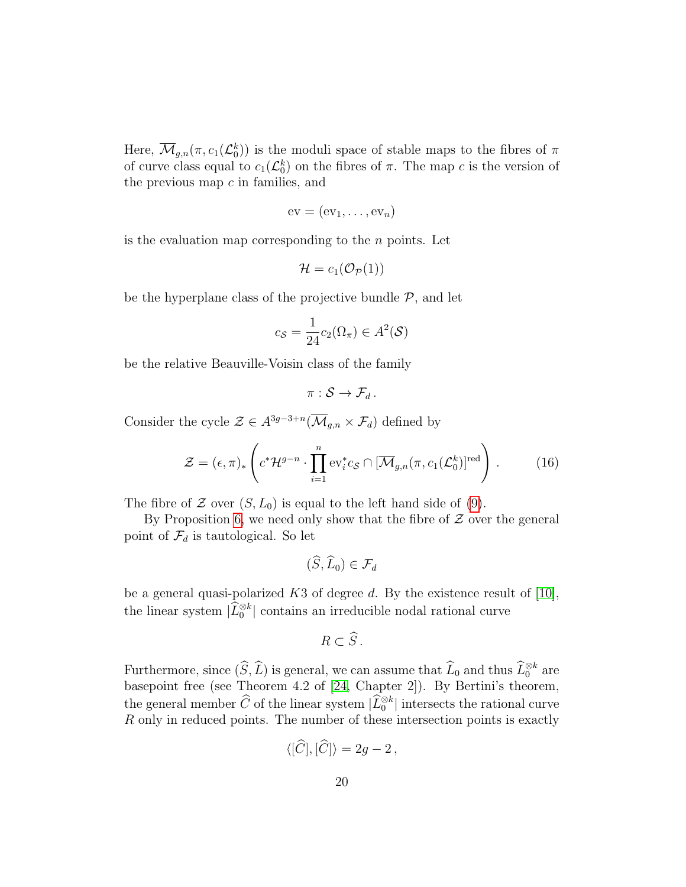Here, $\overline{\mathcal{M}}_{g,n}(\pi, c_1(\mathcal{L}_0^k))$ is the moduli space of stable maps to the fibres of $\pi$ of curve class equal to $c_1(\mathcal{L}_0^k)$ on the fibres of $\pi$. The map $c$ is the version of the previous map $c$ in families, and

$$\mathrm{ev} = (\mathrm{ev}_1, \ldots, \mathrm{ev}_n)$$

is the evaluation map corresponding to the $n$ points. Let

$$\mathcal{H} = c_1(\mathcal{O}_{\mathcal{P}}(1))$$

be the hyperplane class of the projective bundle $\mathcal{P}$, and let

$$c_{\mathcal{S}} = \frac{1}{24} c_2(\Omega_\pi) \in A^2(\mathcal{S})$$

be the relative Beauville-Voisin class of the family

$$\pi : \mathcal{S} \to \mathcal{F}_d \,.$$

Consider the cycle $\mathcal{Z} \in A^{3g-3+n}(\overline{\mathcal{M}}_{g,n} \times \mathcal{F}_d)$ defined by

$$\mathcal{Z} = (\epsilon, \pi)_* \left( c^* \mathcal{H}^{g-n} \cdot \prod_{i=1}^{n} \mathrm{ev}_i^* c_{\mathcal{S}} \cap [\overline{\mathcal{M}}_{g,n}(\pi, c_1(\mathcal{L}_0^k))]^{\mathrm{red}} \right) . \qquad (16)$$

The fibre of $\mathcal{Z}$ over $(S, L_0)$ is equal to the left hand side of (9).

By Proposition 6, we need only show that the fibre of $\mathcal{Z}$ over the general point of $\mathcal{F}_d$ is tautological. So let

$$(\widehat{S}, \widehat{L}_0) \in \mathcal{F}_d$$

be a general quasi-polarized $K3$ of degree $d$. By the existence result of [10], the linear system $|\widehat{L}_0^{\otimes k}|$ contains an irreducible nodal rational curve

$$R \subset \widehat{S} \,.$$

Furthermore, since $(\widehat{S}, \widehat{L})$ is general, we can assume that $\widehat{L}_0$ and thus $\widehat{L}_0^{\otimes k}$ are basepoint free (see Theorem 4.2 of [24, Chapter 2]). By Bertini's theorem, the general member $\widehat{C}$ of the linear system $|\widehat{L}_0^{\otimes k}|$ intersects the rational curve $R$ only in reduced points. The number of these intersection points is exactly

$$\langle [\widehat{C}], [\widehat{C}] \rangle = 2g - 2 \,,$$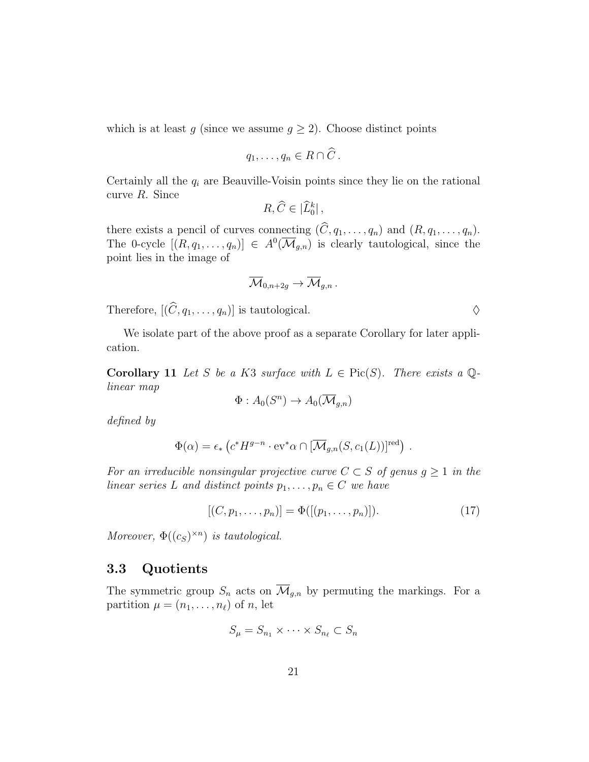which is at least $g$ (since we assume $g \geq 2$). Choose distinct points

$$q_1, \ldots, q_n \in R \cap \widehat{C} \,.$$

Certainly all the $q_i$ are Beauville-Voisin points since they lie on the rational curve $R$. Since

$$R, \widehat{C} \in |\widehat{L}_0^k| \,,$$

there exists a pencil of curves connecting $(\widehat{C}, q_1, \ldots, q_n)$ and $(R, q_1, \ldots, q_n)$. The 0-cycle $[(R, q_1, \ldots, q_n)] \in A^0(\overline{\mathcal{M}}_{g,n})$ is clearly tautological, since the point lies in the image of

$$\overline{\mathcal{M}}_{0,n+2g} \to \overline{\mathcal{M}}_{g,n} \,.$$

Therefore, $[(\widehat{C}, q_1, \ldots, q_n)]$ is tautological. $\Diamond$

We isolate part of the above proof as a separate Corollary for later application.

**Corollary 11** *Let $S$ be a K3 surface with $L \in \mathrm{Pic}(S)$. There exists a $\mathbb{Q}$-linear map*

$$\Phi : A_0(S^n) \to A_0(\overline{\mathcal{M}}_{g,n})$$

*defined by*

$$\Phi(\alpha) = \epsilon_* \left( c^* H^{g-n} \cdot \mathrm{ev}^* \alpha \cap [\overline{\mathcal{M}}_{g,n}(S, c_1(L))]^{\mathrm{red}} \right) \,.$$

*For an irreducible nonsingular projective curve $C \subset S$ of genus $g \geq 1$ in the linear series $L$ and distinct points $p_1, \ldots, p_n \in C$ we have*

$$[(C, p_1, \ldots, p_n)] = \Phi([(p_1, \ldots, p_n)]). \tag{17}$$

*Moreover, $\Phi((c_S)^{\times n})$ is tautological.*

## 3.3 Quotients

The symmetric group $S_n$ acts on $\overline{\mathcal{M}}_{g,n}$ by permuting the markings. For a partition $\mu = (n_1, \ldots, n_\ell)$ of $n$, let

$$S_\mu = S_{n_1} \times \cdots \times S_{n_\ell} \subset S_n$$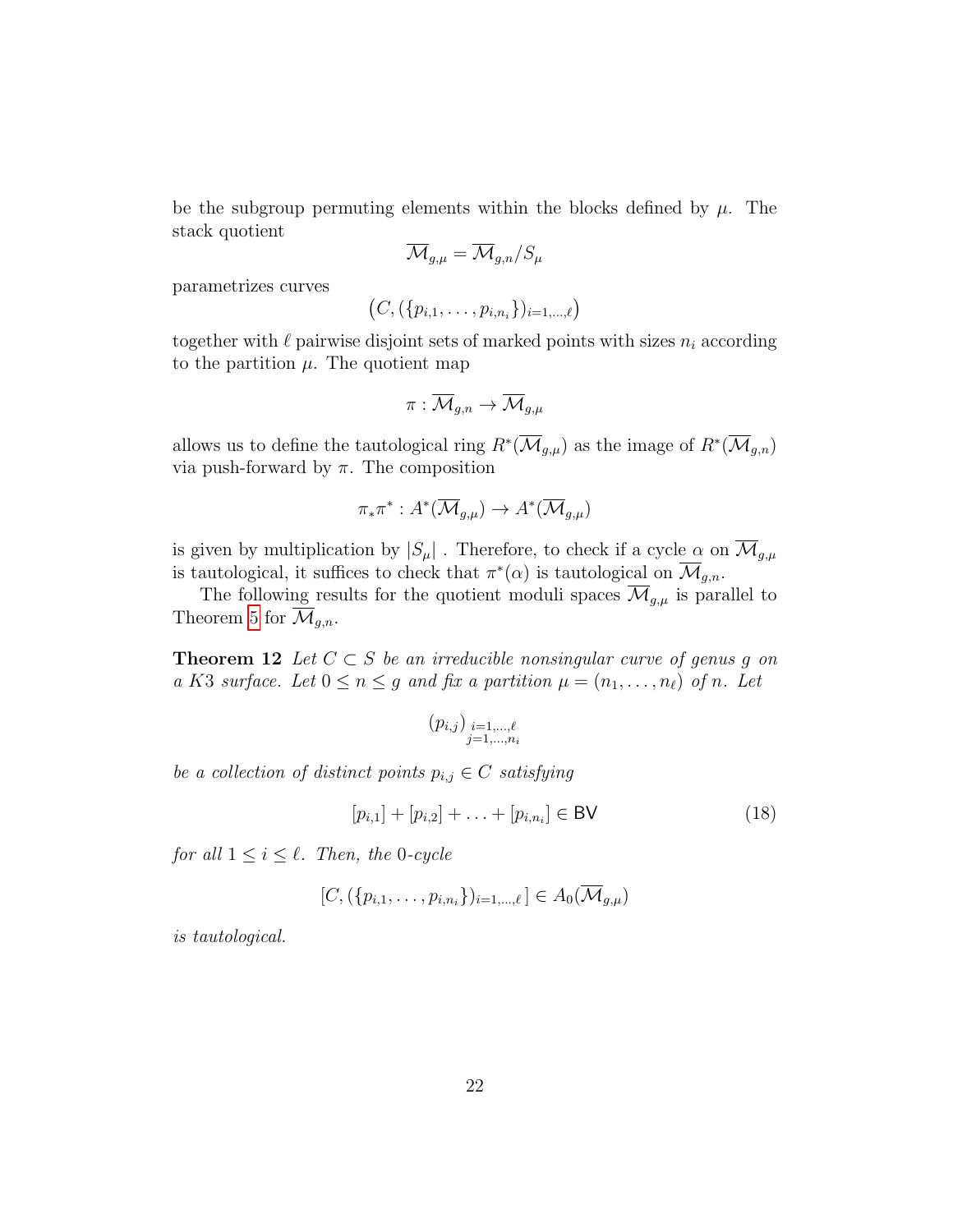be the subgroup permuting elements within the blocks defined by $\mu$. The stack quotient

$$\overline{\mathcal{M}}_{g,\mu} = \overline{\mathcal{M}}_{g,n}/S_\mu$$

parametrizes curves

$$\big(C, (\{p_{i,1}, \ldots, p_{i,n_i}\})_{i=1,\ldots,\ell}\big)$$

together with $\ell$ pairwise disjoint sets of marked points with sizes $n_i$ according to the partition $\mu$. The quotient map

$$\pi : \overline{\mathcal{M}}_{g,n} \to \overline{\mathcal{M}}_{g,\mu}$$

allows us to define the tautological ring $R^*(\overline{\mathcal{M}}_{g,\mu})$ as the image of $R^*(\overline{\mathcal{M}}_{g,n})$ via push-forward by $\pi$. The composition

$$\pi_*\pi^* : A^*(\overline{\mathcal{M}}_{g,\mu}) \to A^*(\overline{\mathcal{M}}_{g,\mu})$$

is given by multiplication by $|S_\mu|$ . Therefore, to check if a cycle $\alpha$ on $\overline{\mathcal{M}}_{g,\mu}$ is tautological, it suffices to check that $\pi^*(\alpha)$ is tautological on $\overline{\mathcal{M}}_{g,n}$.

The following results for the quotient moduli spaces $\overline{\mathcal{M}}_{g,\mu}$ is parallel to Theorem 5 for $\overline{\mathcal{M}}_{g,n}$.

**Theorem 12** *Let $C \subset S$ be an irreducible nonsingular curve of genus $g$ on a K3 surface. Let $0 \leq n \leq g$ and fix a partition $\mu = (n_1, \ldots, n_\ell)$ of $n$. Let*

$$(p_{i,j})_{\substack{i=1,\ldots,\ell \\ j=1,\ldots,n_i}}$$

*be a collection of distinct points $p_{i,j} \in C$ satisfying*

$$[p_{i,1}] + [p_{i,2}] + \ldots + [p_{i,n_i}] \in \mathsf{BV} \tag{18}$$

*for all $1 \leq i \leq \ell$. Then, the 0-cycle*

$$[C, (\{p_{i,1}, \ldots, p_{i,n_i}\})_{i=1,\ldots,\ell}] \in A_0(\overline{\mathcal{M}}_{g,\mu})$$

*is tautological.*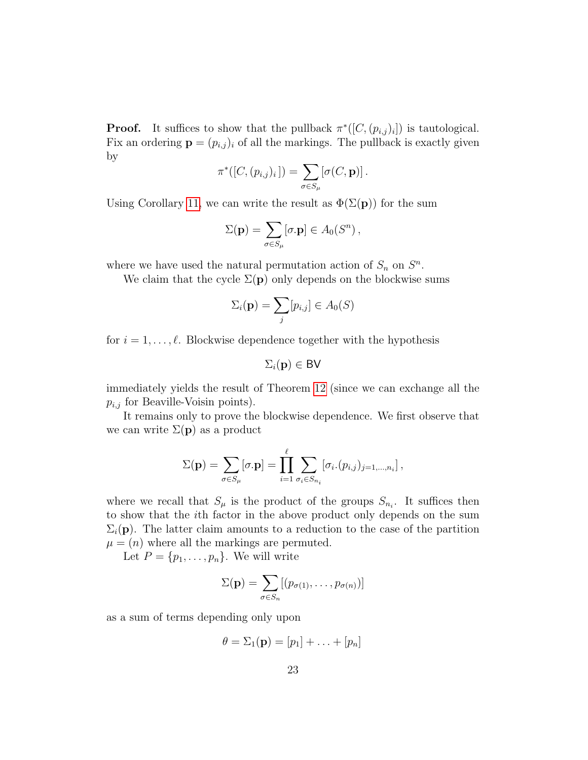**Proof.** It suffices to show that the pullback $\pi^*([C,(p_{i,j})_i])$ is tautological. Fix an ordering $\mathbf{p} = (p_{i,j})_i$ of all the markings. The pullback is exactly given by

$$\pi^*([C,(p_{i,j})_i]) = \sum_{\sigma \in S_\mu} [\sigma(C,\mathbf{p})] \,.$$

Using Corollary 11, we can write the result as $\Phi(\Sigma(\mathbf{p}))$ for the sum

$$\Sigma(\mathbf{p}) = \sum_{\sigma \in S_\mu} [\sigma.\mathbf{p}] \in A_0(S^n)\,,$$

where we have used the natural permutation action of $S_n$ on $S^n$.

We claim that the cycle $\Sigma(\mathbf{p})$ only depends on the blockwise sums

$$\Sigma_i(\mathbf{p}) = \sum_j [p_{i,j}] \in A_0(S)$$

for $i = 1, \ldots, \ell$. Blockwise dependence together with the hypothesis

$$\Sigma_i(\mathbf{p}) \in \mathsf{BV}$$

immediately yields the result of Theorem 12 (since we can exchange all the $p_{i,j}$ for Beaville-Voisin points).

It remains only to prove the blockwise dependence. We first observe that we can write $\Sigma(\mathbf{p})$ as a product

$$\Sigma(\mathbf{p}) = \sum_{\sigma \in S_\mu} [\sigma.\mathbf{p}] = \prod_{i=1}^{\ell} \sum_{\sigma_i \in S_{n_i}} [\sigma_i.(p_{i,j})_{j=1,\ldots,n_i}]\,,$$

where we recall that $S_\mu$ is the product of the groups $S_{n_i}$. It suffices then to show that the $i$th factor in the above product only depends on the sum $\Sigma_i(\mathbf{p})$. The latter claim amounts to a reduction to the case of the partition $\mu = (n)$ where all the markings are permuted.

Let $P = \{p_1, \ldots, p_n\}$. We will write

$$\Sigma(\mathbf{p}) = \sum_{\sigma \in S_n} [(p_{\sigma(1)}, \ldots, p_{\sigma(n)})]$$

as a sum of terms depending only upon

$$\theta = \Sigma_1(\mathbf{p}) = [p_1] + \ldots + [p_n]$$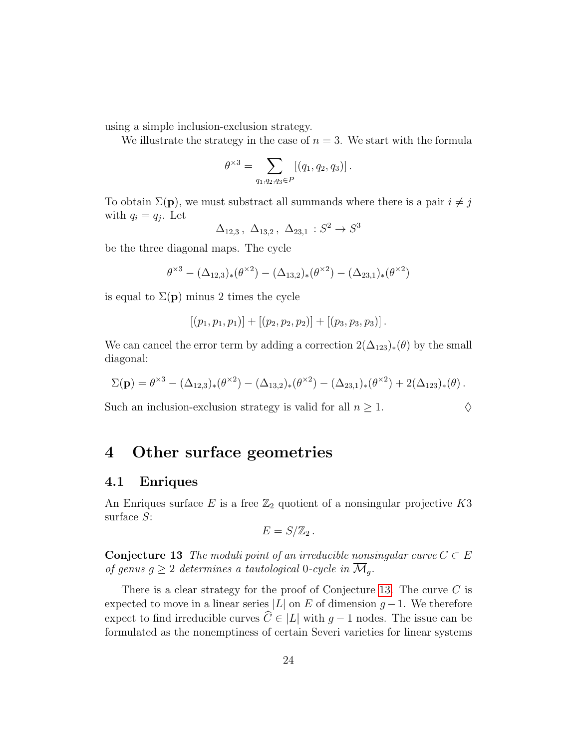using a simple inclusion-exclusion strategy.

We illustrate the strategy in the case of $n = 3$. We start with the formula

$$\theta^{\times 3} = \sum_{q_1, q_2, q_3 \in P} [(q_1, q_2, q_3)] .$$

To obtain $\Sigma(\mathbf{p})$, we must substract all summands where there is a pair $i \neq j$ with $q_i = q_j$. Let

$$\Delta_{12,3}\, ,\ \Delta_{13,2}\, ,\ \Delta_{23,1}\ : S^2 \to S^3$$

be the three diagonal maps. The cycle

$$\theta^{\times 3} - (\Delta_{12,3})_*(\theta^{\times 2}) - (\Delta_{13,2})_*(\theta^{\times 2}) - (\Delta_{23,1})_*(\theta^{\times 2})$$

is equal to $\Sigma(\mathbf{p})$ minus 2 times the cycle

$$[(p_1, p_1, p_1)] + [(p_2, p_2, p_2)] + [(p_3, p_3, p_3)] .$$

We can cancel the error term by adding a correction $2(\Delta_{123})_*(\theta)$ by the small diagonal:

$$\Sigma(\mathbf{p}) = \theta^{\times 3} - (\Delta_{12,3})_*(\theta^{\times 2}) - (\Delta_{13,2})_*(\theta^{\times 2}) - (\Delta_{23,1})_*(\theta^{\times 2}) + 2(\Delta_{123})_*(\theta) .$$

Such an inclusion-exclusion strategy is valid for all $n \geq 1$. $\Diamond$

# 4 Other surface geometries

## 4.1 Enriques

An Enriques surface $E$ is a free $\mathbb{Z}_2$ quotient of a nonsingular projective $K3$ surface $S$:

$$E = S/\mathbb{Z}_2 .$$

**Conjecture 13** *The moduli point of an irreducible nonsingular curve $C \subset E$ of genus $g \geq 2$ determines a tautological 0-cycle in $\overline{\mathcal{M}}_g$.*

There is a clear strategy for the proof of Conjecture 13. The curve $C$ is expected to move in a linear series $|L|$ on $E$ of dimension $g-1$. We therefore expect to find irreducible curves $\widehat{C} \in |L|$ with $g-1$ nodes. The issue can be formulated as the nonemptiness of certain Severi varieties for linear systems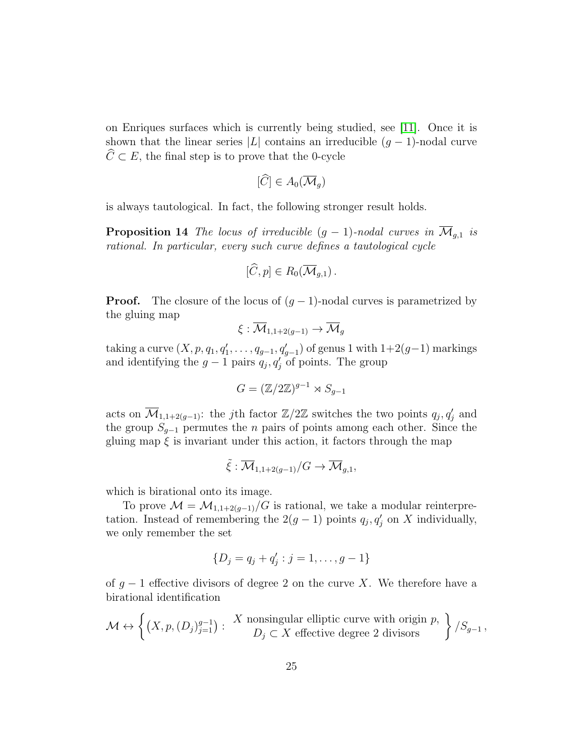on Enriques surfaces which is currently being studied, see [11]. Once it is shown that the linear series $|L|$ contains an irreducible $(g-1)$-nodal curve $\widehat{C} \subset E$, the final step is to prove that the 0-cycle

$$[\widehat{C}] \in A_0(\overline{\mathcal{M}}_g)$$

is always tautological. In fact, the following stronger result holds.

**Proposition 14** *The locus of irreducible $(g-1)$-nodal curves in $\overline{\mathcal{M}}_{g,1}$ is rational. In particular, every such curve defines a tautological cycle*

$$[\widehat{C}, p] \in R_0(\overline{\mathcal{M}}_{g,1})\,.$$

**Proof.** The closure of the locus of $(g-1)$-nodal curves is parametrized by the gluing map

$$\xi : \overline{\mathcal{M}}_{1,1+2(g-1)} \to \overline{\mathcal{M}}_g$$

taking a curve $(X, p, q_1, q_1', \ldots, q_{g-1}, q_{g-1}')$ of genus 1 with $1+2(g-1)$ markings and identifying the $g-1$ pairs $q_j, q_j'$ of points. The group

$$G = (\mathbb{Z}/2\mathbb{Z})^{g-1} \rtimes S_{g-1}$$

acts on $\overline{\mathcal{M}}_{1,1+2(g-1)}$: the $j$th factor $\mathbb{Z}/2\mathbb{Z}$ switches the two points $q_j, q_j'$ and the group $S_{g-1}$ permutes the $n$ pairs of points among each other. Since the gluing map $\xi$ is invariant under this action, it factors through the map

$$\tilde{\xi} : \overline{\mathcal{M}}_{1,1+2(g-1)}/G \to \overline{\mathcal{M}}_{g,1},$$

which is birational onto its image.

To prove $\mathcal{M} = \mathcal{M}_{1,1+2(g-1)}/G$ is rational, we take a modular reinterpretation. Instead of remembering the $2(g-1)$ points $q_j, q_j'$ on $X$ individually, we only remember the set

$$\{D_j = q_j + q_j' : j = 1, \ldots, g-1\}$$

of $g-1$ effective divisors of degree 2 on the curve $X$. We therefore have a birational identification

$$\mathcal{M} \leftrightarrow \left\{ \left(X, p, (D_j)_{j=1}^{g-1}\right) : \begin{array}{c} X \text{ nonsingular elliptic curve with origin } p, \\ D_j \subset X \text{ effective degree 2 divisors} \end{array} \right\} / S_{g-1}\,,$$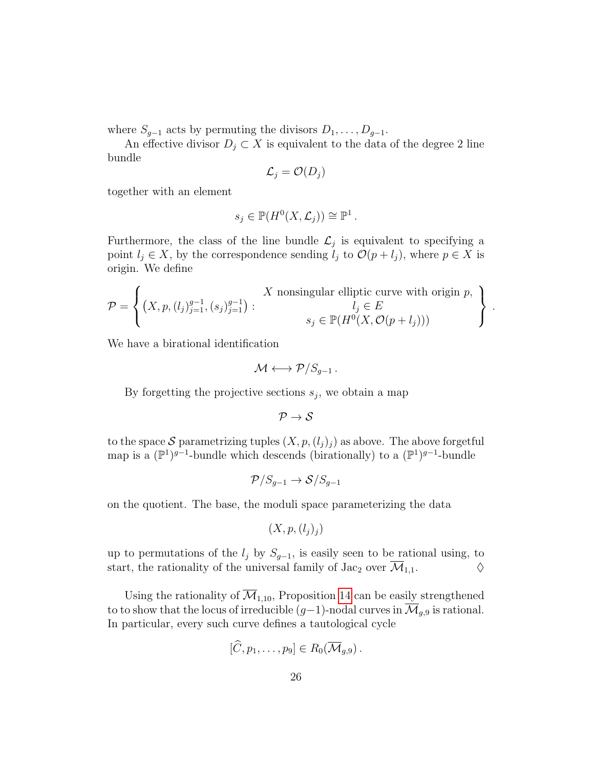where $S_{g-1}$ acts by permuting the divisors $D_1, \dots, D_{g-1}$.

An effective divisor $D_j \subset X$ is equivalent to the data of the degree 2 line bundle

$$\mathcal{L}_j = \mathcal{O}(D_j)$$

together with an element

$$s_j \in \mathbb{P}(H^0(X, \mathcal{L}_j)) \cong \mathbb{P}^1 \,.$$

Furthermore, the class of the line bundle $\mathcal{L}_j$ is equivalent to specifying a point $l_j \in X$, by the correspondence sending $l_j$ to $\mathcal{O}(p + l_j)$, where $p \in X$ is origin. We define

$$\mathcal{P} = \left\{ \left(X, p, (l_j)_{j=1}^{g-1}, (s_j)_{j=1}^{g-1}\right) : \begin{array}{c} X \text{ nonsingular elliptic curve with origin } p, \\ l_j \in E \\ s_j \in \mathbb{P}(H^0(X, \mathcal{O}(p + l_j))) \end{array} \right\} .$$

We have a birational identification

$$\mathcal{M} \longleftrightarrow \mathcal{P}/S_{g-1} \,.$$

By forgetting the projective sections $s_j$, we obtain a map

$$\mathcal{P} \to \mathcal{S}$$

to the space $\mathcal{S}$ parametrizing tuples $(X, p, (l_j)_j)$ as above. The above forgetful map is a $(\mathbb{P}^1)^{g-1}$-bundle which descends (birationally) to a $(\mathbb{P}^1)^{g-1}$-bundle

$$\mathcal{P}/S_{g-1} \to \mathcal{S}/S_{g-1}$$

on the quotient. The base, the moduli space parameterizing the data

$$(X, p, (l_j)_j)$$

up to permutations of the $l_j$ by $S_{g-1}$, is easily seen to be rational using, to start, the rationality of the universal family of $\text{Jac}_2$ over $\overline{\mathcal{M}}_{1,1}$. $\Diamond$

Using the rationality of $\overline{\mathcal{M}}_{1,10}$, Proposition 14 can be easily strengthened to to show that the locus of irreducible $(g-1)$-nodal curves in $\overline{\mathcal{M}}_{g,9}$ is rational. In particular, every such curve defines a tautological cycle

$$[\widehat{C}, p_1, \dots, p_9] \in R_0(\overline{\mathcal{M}}_{g,9}) \,.$$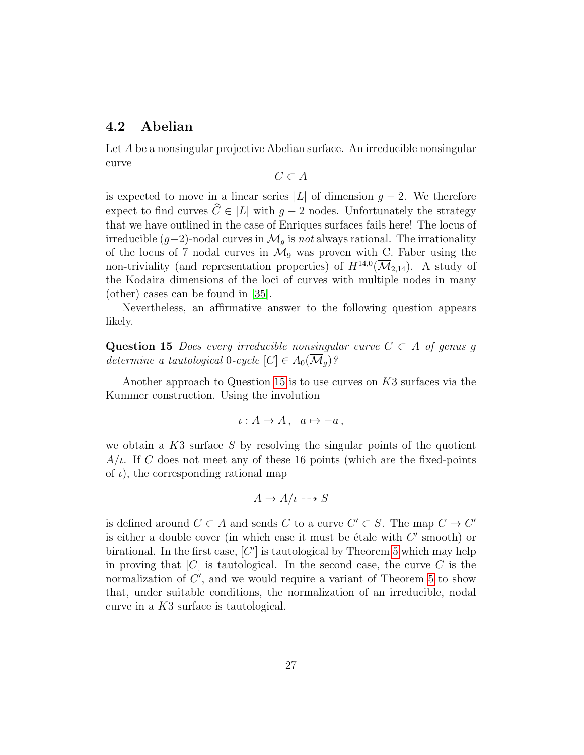### 4.2 Abelian

Let $A$ be a nonsingular projective Abelian surface. An irreducible nonsingular curve

$$C \subset A$$

is expected to move in a linear series $|L|$ of dimension $g-2$. We therefore expect to find curves $\widehat{C} \in |L|$ with $g-2$ nodes. Unfortunately the strategy that we have outlined in the case of Enriques surfaces fails here! The locus of irreducible $(g-2)$-nodal curves in $\overline{\mathcal{M}}_g$ is *not* always rational. The irrationality of the locus of 7 nodal curves in $\overline{\mathcal{M}}_9$ was proven with C. Faber using the non-triviality (and representation properties) of $H^{14,0}(\overline{\mathcal{M}}_{2,14})$. A study of the Kodaira dimensions of the loci of curves with multiple nodes in many (other) cases can be found in [35].

Nevertheless, an affirmative answer to the following question appears likely.

**Question 15** *Does every irreducible nonsingular curve $C \subset A$ of genus $g$ determine a tautological 0-cycle $[C] \in A_0(\overline{\mathcal{M}}_g)$?*

Another approach to Question 15 is to use curves on $K3$ surfaces via the Kummer construction. Using the involution

$$\iota : A \to A\,, \quad a \mapsto -a\,,$$

we obtain a $K3$ surface $S$ by resolving the singular points of the quotient $A/\iota$. If $C$ does not meet any of these 16 points (which are the fixed-points of $\iota$), the corresponding rational map

$$A \to A/\iota \dashrightarrow S$$

is defined around $C \subset A$ and sends $C$ to a curve $C' \subset S$. The map $C \to C'$ is either a double cover (in which case it must be étale with $C'$ smooth) or birational. In the first case, $[C']$ is tautological by Theorem 5 which may help in proving that $[C]$ is tautological. In the second case, the curve $C$ is the normalization of $C'$, and we would require a variant of Theorem 5 to show that, under suitable conditions, the normalization of an irreducible, nodal curve in a $K3$ surface is tautological.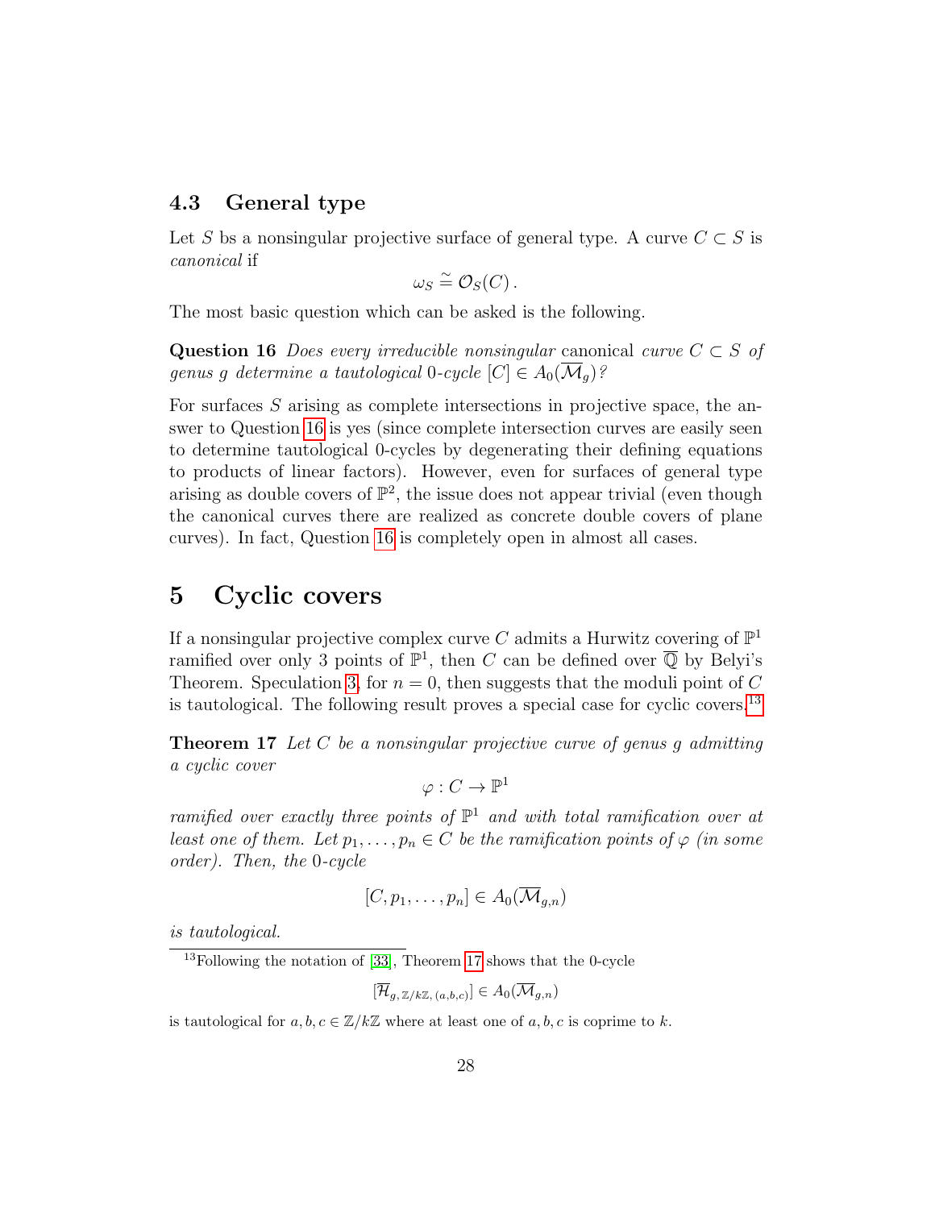### 4.3 General type

Let $S$ bs a nonsingular projective surface of general type. A curve $C \subset S$ is *canonical* if

$$\omega_S \stackrel{\sim}{=} \mathcal{O}_S(C)\,.$$

The most basic question which can be asked is the following.

**Question 16** *Does every irreducible nonsingular* canonical *curve $C \subset S$ of genus $g$ determine a tautological 0-cycle $[C] \in A_0(\overline{\mathcal{M}}_g)$?*

For surfaces $S$ arising as complete intersections in projective space, the answer to Question 16 is yes (since complete intersection curves are easily seen to determine tautological 0-cycles by degenerating their defining equations to products of linear factors). However, even for surfaces of general type arising as double covers of $\mathbb{P}^2$, the issue does not appear trivial (even though the canonical curves there are realized as concrete double covers of plane curves). In fact, Question 16 is completely open in almost all cases.

## 5 Cyclic covers

If a nonsingular projective complex curve $C$ admits a Hurwitz covering of $\mathbb{P}^1$ ramified over only 3 points of $\mathbb{P}^1$, then $C$ can be defined over $\overline{\mathbb{Q}}$ by Belyi's Theorem. Speculation 3, for $n = 0$, then suggests that the moduli point of $C$ is tautological. The following result proves a special case for cyclic covers.[13]

**Theorem 17** *Let $C$ be a nonsingular projective curve of genus $g$ admitting a cyclic cover*

$$\varphi : C \to \mathbb{P}^1$$

*ramified over exactly three points of $\mathbb{P}^1$ and with total ramification over at least one of them. Let $p_1, \ldots, p_n \in C$ be the ramification points of $\varphi$ (in some order). Then, the 0-cycle*

$$[C, p_1, \ldots, p_n] \in A_0(\overline{\mathcal{M}}_{g,n})$$

*is tautological.*

[13]Following the notation of [33], Theorem 17 shows that the 0-cycle

$$[\overline{\mathcal{H}}_{g,\,\mathbb{Z}/k\mathbb{Z},\,(a,b,c)}] \in A_0(\overline{\mathcal{M}}_{g,n})$$

is tautological for $a, b, c \in \mathbb{Z}/k\mathbb{Z}$ where at least one of $a, b, c$ is coprime to $k$.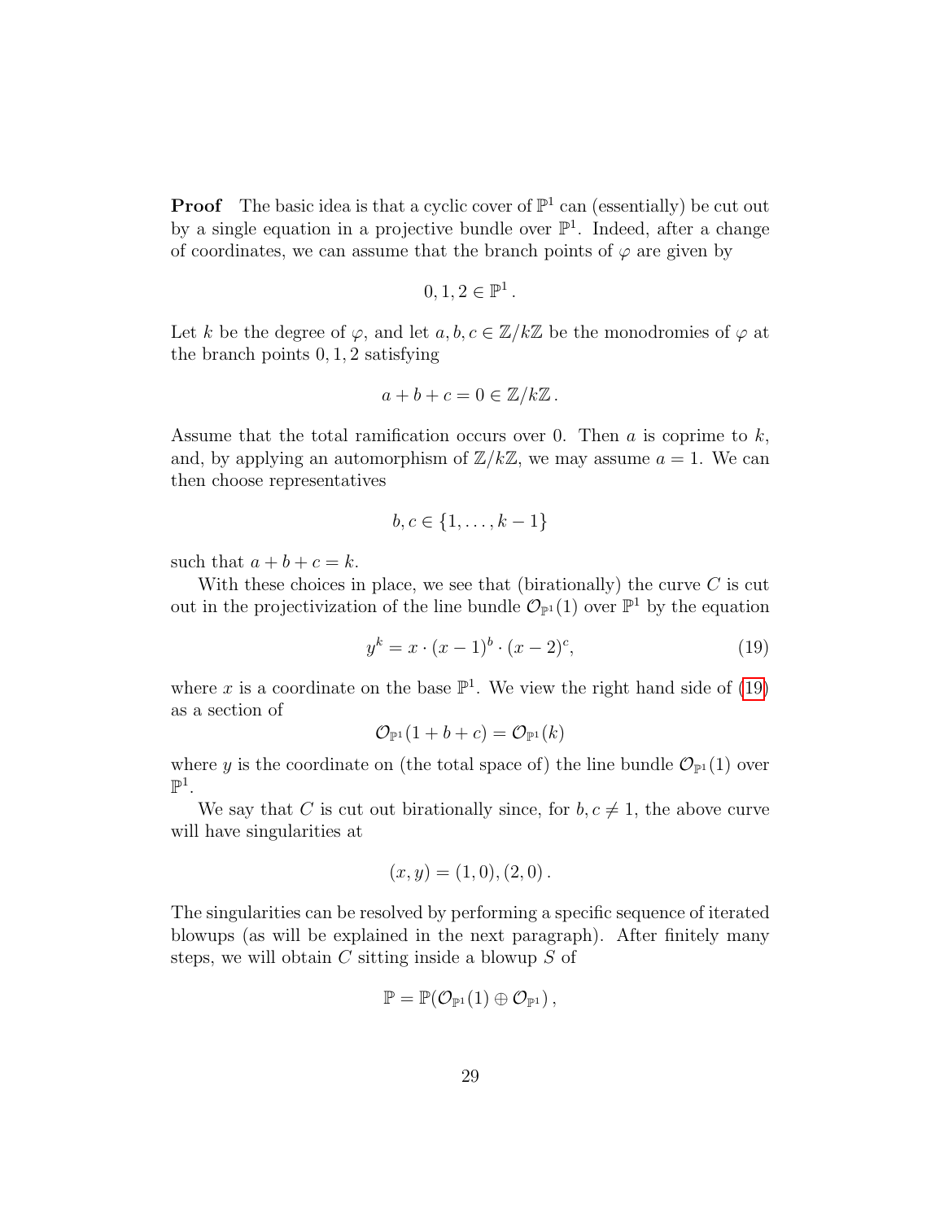**Proof** The basic idea is that a cyclic cover of $\mathbb{P}^1$ can (essentially) be cut out by a single equation in a projective bundle over $\mathbb{P}^1$. Indeed, after a change of coordinates, we can assume that the branch points of $\varphi$ are given by

$$0, 1, 2 \in \mathbb{P}^1 .$$

Let $k$ be the degree of $\varphi$, and let $a, b, c \in \mathbb{Z}/k\mathbb{Z}$ be the monodromies of $\varphi$ at the branch points $0, 1, 2$ satisfying

$$a + b + c = 0 \in \mathbb{Z}/k\mathbb{Z} .$$

Assume that the total ramification occurs over 0. Then $a$ is coprime to $k$, and, by applying an automorphism of $\mathbb{Z}/k\mathbb{Z}$, we may assume $a = 1$. We can then choose representatives

$$b, c \in \{1, \ldots, k-1\}$$

such that $a + b + c = k$.

With these choices in place, we see that (birationally) the curve $C$ is cut out in the projectivization of the line bundle $\mathcal{O}_{\mathbb{P}^1}(1)$ over $\mathbb{P}^1$ by the equation

$$y^k = x \cdot (x-1)^b \cdot (x-2)^c, \tag{19}$$

where $x$ is a coordinate on the base $\mathbb{P}^1$. We view the right hand side of (19) as a section of

$$\mathcal{O}_{\mathbb{P}^1}(1 + b + c) = \mathcal{O}_{\mathbb{P}^1}(k)$$

where $y$ is the coordinate on (the total space of) the line bundle $\mathcal{O}_{\mathbb{P}^1}(1)$ over $\mathbb{P}^1$.

We say that $C$ is cut out birationally since, for $b, c \neq 1$, the above curve will have singularities at

$$(x, y) = (1, 0), (2, 0) .$$

The singularities can be resolved by performing a specific sequence of iterated blowups (as will be explained in the next paragraph). After finitely many steps, we will obtain $C$ sitting inside a blowup $S$ of

$$\mathbb{P} = \mathbb{P}(\mathcal{O}_{\mathbb{P}^1}(1) \oplus \mathcal{O}_{\mathbb{P}^1}) ,$$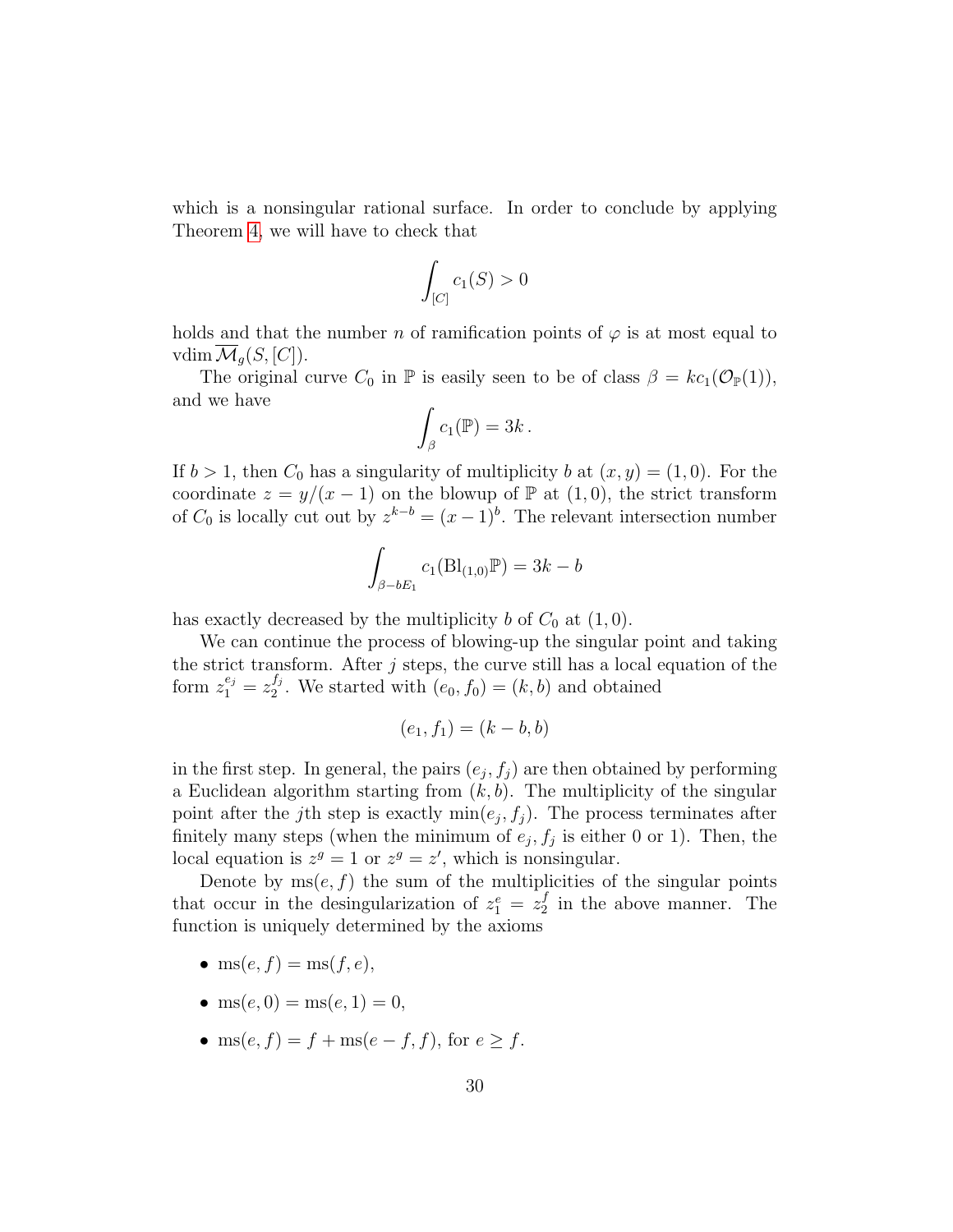which is a nonsingular rational surface. In order to conclude by applying Theorem 4, we will have to check that

$$\int_{[C]} c_1(S) > 0$$

holds and that the number $n$ of ramification points of $\varphi$ is at most equal to $\operatorname{vdim} \overline{\mathcal{M}}_g(S, [C])$.

The original curve $C_0$ in $\mathbb{P}$ is easily seen to be of class $\beta = kc_1(\mathcal{O}_{\mathbb{P}}(1))$, and we have

$$\int_{\beta} c_1(\mathbb{P}) = 3k\,.$$

If $b > 1$, then $C_0$ has a singularity of multiplicity $b$ at $(x, y) = (1, 0)$. For the coordinate $z = y/(x-1)$ on the blowup of $\mathbb{P}$ at $(1, 0)$, the strict transform of $C_0$ is locally cut out by $z^{k-b} = (x-1)^b$. The relevant intersection number

$$\int_{\beta - bE_1} c_1(\mathrm{Bl}_{(1,0)}\mathbb{P}) = 3k - b$$

has exactly decreased by the multiplicity $b$ of $C_0$ at $(1, 0)$.

We can continue the process of blowing-up the singular point and taking the strict transform. After $j$ steps, the curve still has a local equation of the form $z_1^{e_j} = z_2^{f_j}$. We started with $(e_0, f_0) = (k, b)$ and obtained

$$(e_1, f_1) = (k - b, b)$$

in the first step. In general, the pairs $(e_j, f_j)$ are then obtained by performing a Euclidean algorithm starting from $(k, b)$. The multiplicity of the singular point after the $j$th step is exactly $\min(e_j, f_j)$. The process terminates after finitely many steps (when the minimum of $e_j, f_j$ is either 0 or 1). Then, the local equation is $z^g = 1$ or $z^g = z'$, which is nonsingular.

Denote by $\mathrm{ms}(e, f)$ the sum of the multiplicities of the singular points that occur in the desingularization of $z_1^e = z_2^f$ in the above manner. The function is uniquely determined by the axioms

- $\mathrm{ms}(e, f) = \mathrm{ms}(f, e)$,
- $\mathrm{ms}(e, 0) = \mathrm{ms}(e, 1) = 0$,
- $\mathrm{ms}(e, f) = f + \mathrm{ms}(e - f, f)$, for $e \geq f$.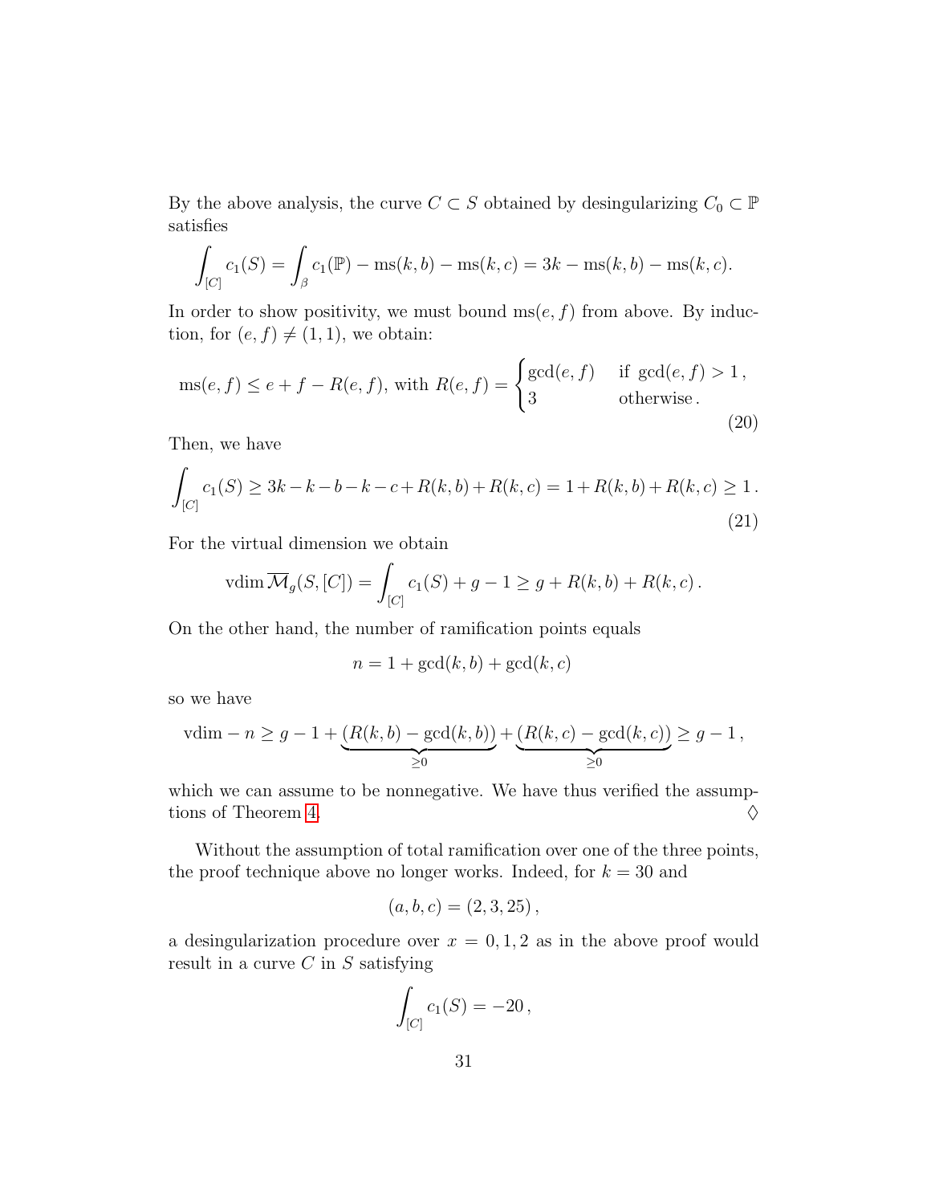By the above analysis, the curve $C \subset S$ obtained by desingularizing $C_0 \subset \mathbb{P}$ satisfies

$$\int_{[C]} c_1(S) = \int_\beta c_1(\mathbb{P}) - \mathrm{ms}(k,b) - \mathrm{ms}(k,c) = 3k - \mathrm{ms}(k,b) - \mathrm{ms}(k,c).$$

In order to show positivity, we must bound $\mathrm{ms}(e,f)$ from above. By induction, for $(e,f) \neq (1,1)$, we obtain:

$$\mathrm{ms}(e,f) \leq e + f - R(e,f), \text{ with } R(e,f) = \begin{cases} \gcd(e,f) & \text{if } \gcd(e,f) > 1\,, \\ 3 & \text{otherwise}\,. \end{cases} \tag{20}$$

Then, we have

$$\int_{[C]} c_1(S) \geq 3k - k - b - k - c + R(k,b) + R(k,c) = 1 + R(k,b) + R(k,c) \geq 1\,. \tag{21}$$

For the virtual dimension we obtain

$$\mathrm{vdim}\,\overline{\mathcal{M}}_g(S,[C]) = \int_{[C]} c_1(S) + g - 1 \geq g + R(k,b) + R(k,c)\,.$$

On the other hand, the number of ramification points equals

$$n = 1 + \gcd(k,b) + \gcd(k,c)$$

so we have

$$\mathrm{vdim} - n \geq g - 1 + \underbrace{(R(k,b) - \gcd(k,b))}_{\geq 0} + \underbrace{(R(k,c) - \gcd(k,c))}_{\geq 0} \geq g - 1\,,$$

which we can assume to be nonnegative. We have thus verified the assumptions of Theorem 4. $\Diamond$

Without the assumption of total ramification over one of the three points, the proof technique above no longer works. Indeed, for $k = 30$ and

$$(a,b,c) = (2,3,25)\,,$$

a desingularization procedure over $x = 0,1,2$ as in the above proof would result in a curve $C$ in $S$ satisfying

$$\int_{[C]} c_1(S) = -20\,,$$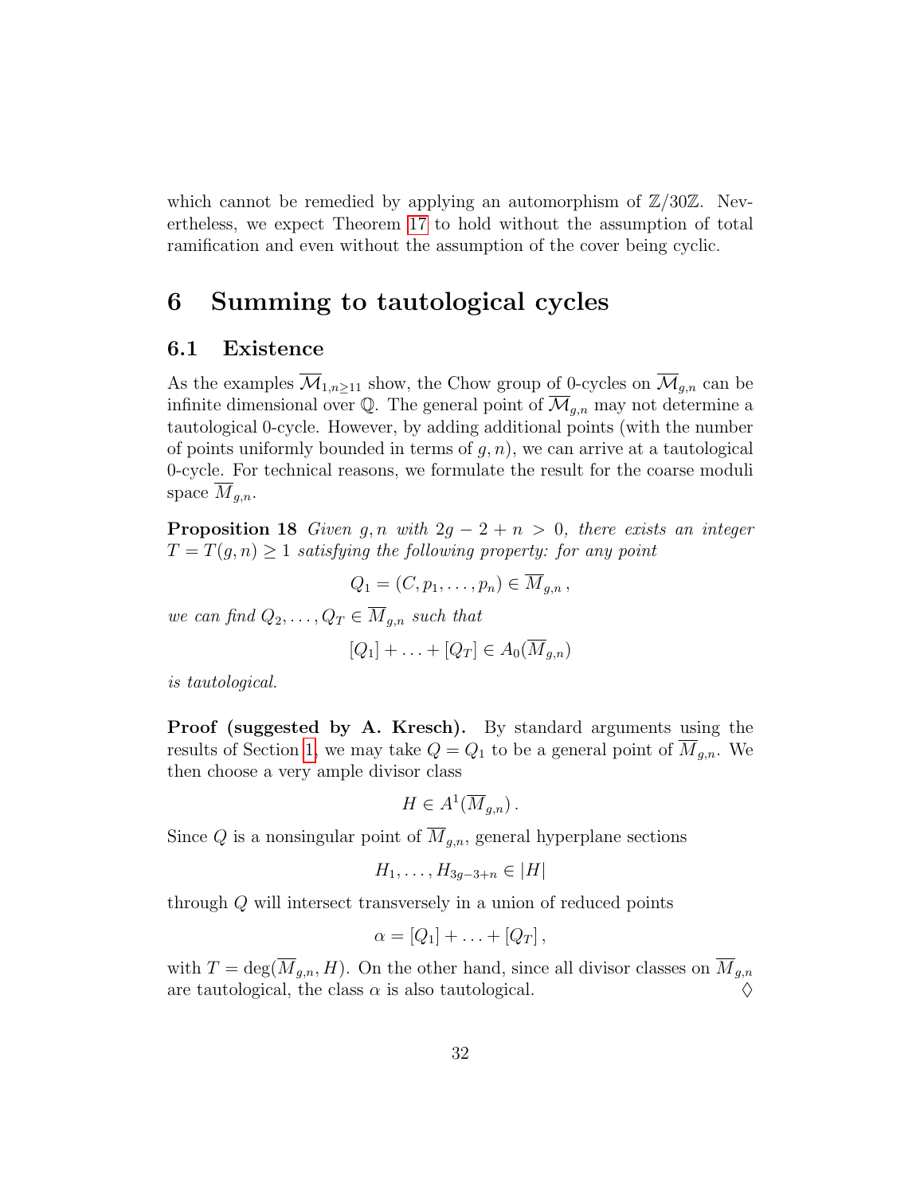which cannot be remedied by applying an automorphism of $\mathbb{Z}/30\mathbb{Z}$. Nevertheless, we expect Theorem 17 to hold without the assumption of total ramification and even without the assumption of the cover being cyclic.

# 6 Summing to tautological cycles

## 6.1 Existence

As the examples $\overline{\mathcal{M}}_{1,n\geq 11}$ show, the Chow group of 0-cycles on $\overline{\mathcal{M}}_{g,n}$ can be infinite dimensional over $\mathbb{Q}$. The general point of $\overline{\mathcal{M}}_{g,n}$ may not determine a tautological 0-cycle. However, by adding additional points (with the number of points uniformly bounded in terms of $g, n$), we can arrive at a tautological 0-cycle. For technical reasons, we formulate the result for the coarse moduli space $\overline{M}_{g,n}$.

**Proposition 18** *Given $g, n$ with $2g - 2 + n > 0$, there exists an integer $T = T(g, n) \geq 1$ satisfying the following property: for any point*

$$Q_1 = (C, p_1, \ldots, p_n) \in \overline{M}_{g,n}\,,$$

*we can find $Q_2, \ldots, Q_T \in \overline{M}_{g,n}$ such that*

$$[Q_1] + \ldots + [Q_T] \in A_0(\overline{M}_{g,n})$$

*is tautological.*

**Proof (suggested by A. Kresch).** By standard arguments using the results of Section 1, we may take $Q = Q_1$ to be a general point of $\overline{M}_{g,n}$. We then choose a very ample divisor class

$$H \in A^1(\overline{M}_{g,n})\,.$$

Since $Q$ is a nonsingular point of $\overline{M}_{g,n}$, general hyperplane sections

$$H_1, \ldots, H_{3g-3+n} \in |H|$$

through $Q$ will intersect transversely in a union of reduced points

$$\alpha = [Q_1] + \ldots + [Q_T]\,,$$

with $T = \deg(\overline{M}_{g,n}, H)$. On the other hand, since all divisor classes on $\overline{M}_{g,n}$ are tautological, the class $\alpha$ is also tautological. ◊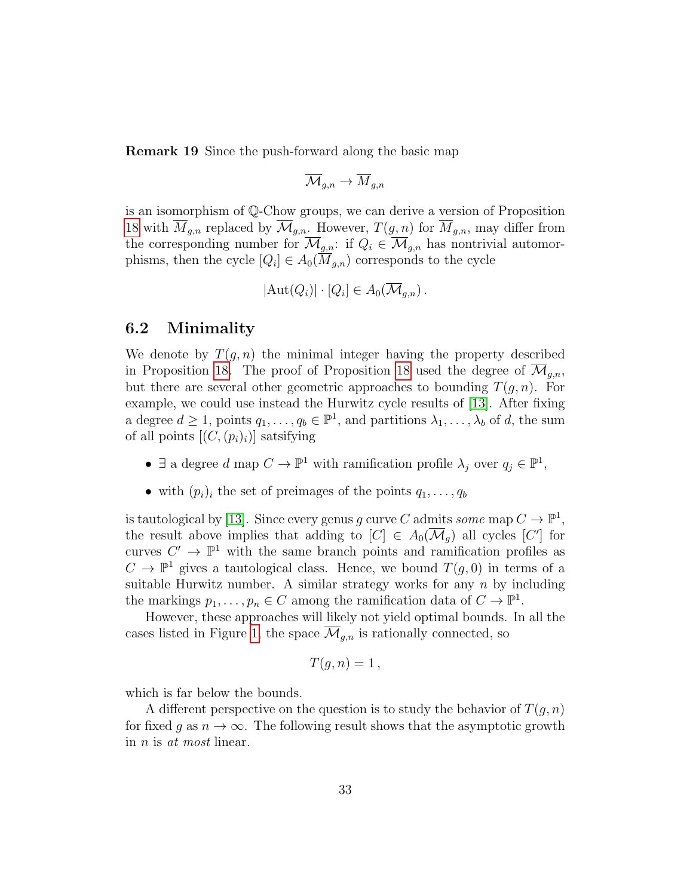**Remark 19** Since the push-forward along the basic map

$$\overline{\mathcal{M}}_{g,n} \to \overline{M}_{g,n}$$

is an isomorphism of $\mathbb{Q}$-Chow groups, we can derive a version of Proposition 18 with $\overline{M}_{g,n}$ replaced by $\overline{\mathcal{M}}_{g,n}$. However, $T(g,n)$ for $\overline{M}_{g,n}$, may differ from the corresponding number for $\overline{\mathcal{M}}_{g,n}$: if $Q_i \in \overline{\mathcal{M}}_{g,n}$ has nontrivial automorphisms, then the cycle $[Q_i] \in A_0(\overline{M}_{g,n})$ corresponds to the cycle

$$|\mathrm{Aut}(Q_i)| \cdot [Q_i] \in A_0(\overline{\mathcal{M}}_{g,n}).$$

## 6.2 Minimality

We denote by $T(g,n)$ the minimal integer having the property described in Proposition 18. The proof of Proposition 18 used the degree of $\overline{\mathcal{M}}_{g,n}$, but there are several other geometric approaches to bounding $T(g,n)$. For example, we could use instead the Hurwitz cycle results of [13]. After fixing a degree $d \geq 1$, points $q_1, \ldots, q_b \in \mathbb{P}^1$, and partitions $\lambda_1, \ldots, \lambda_b$ of $d$, the sum of all points $[(C,(p_i)_i)]$ satsifying

- $\exists$ a degree $d$ map $C \to \mathbb{P}^1$ with ramification profile $\lambda_j$ over $q_j \in \mathbb{P}^1$,
- with $(p_i)_i$ the set of preimages of the points $q_1, \ldots, q_b$

is tautological by [13]. Since every genus $g$ curve $C$ admits *some* map $C \to \mathbb{P}^1$, the result above implies that adding to $[C] \in A_0(\overline{\mathcal{M}}_g)$ all cycles $[C']$ for curves $C' \to \mathbb{P}^1$ with the same branch points and ramification profiles as $C \to \mathbb{P}^1$ gives a tautological class. Hence, we bound $T(g,0)$ in terms of a suitable Hurwitz number. A similar strategy works for any $n$ by including the markings $p_1, \ldots, p_n \in C$ among the ramification data of $C \to \mathbb{P}^1$.

However, these approaches will likely not yield optimal bounds. In all the cases listed in Figure 1, the space $\overline{\mathcal{M}}_{g,n}$ is rationally connected, so

$$T(g,n) = 1,$$

which is far below the bounds.

A different perspective on the question is to study the behavior of $T(g,n)$ for fixed $g$ as $n \to \infty$. The following result shows that the asymptotic growth in $n$ is *at most* linear.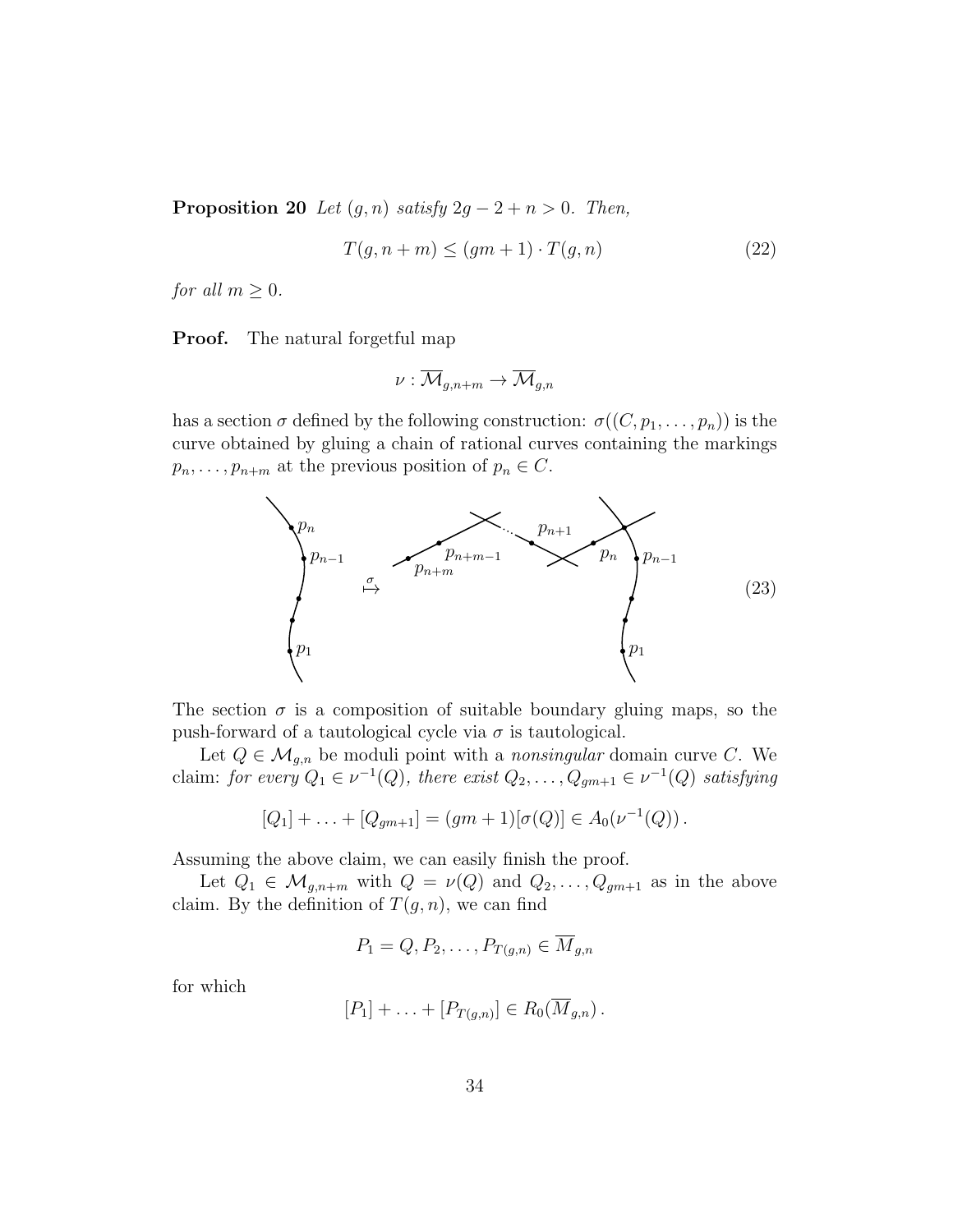**Proposition 20** *Let $(g, n)$ satisfy $2g - 2 + n > 0$. Then,*

$$T(g, n + m) \leq (gm + 1) \cdot T(g, n) \tag{22}$$

*for all $m \geq 0$.*

**Proof.** The natural forgetful map

$$\nu : \overline{\mathcal{M}}_{g,n+m} \to \overline{\mathcal{M}}_{g,n}$$

has a section $\sigma$ defined by the following construction: $\sigma((C, p_1, \ldots, p_n))$ is the curve obtained by gluing a chain of rational curves containing the markings $p_n, \ldots, p_{n+m}$ at the previous position of $p_n \in C$.

$$\tag{23}$$

The section $\sigma$ is a composition of suitable boundary gluing maps, so the push-forward of a tautological cycle via $\sigma$ is tautological.

Let $Q \in \mathcal{M}_{g,n}$ be moduli point with a *nonsingular* domain curve $C$. We claim: *for every $Q_1 \in \nu^{-1}(Q)$, there exist $Q_2, \ldots, Q_{gm+1} \in \nu^{-1}(Q)$ satisfying*

$$[Q_1] + \ldots + [Q_{gm+1}] = (gm + 1)[\sigma(Q)] \in A_0(\nu^{-1}(Q)).$$

Assuming the above claim, we can easily finish the proof.

Let $Q_1 \in \mathcal{M}_{g,n+m}$ with $Q = \nu(Q)$ and $Q_2, \ldots, Q_{gm+1}$ as in the above claim. By the definition of $T(g, n)$, we can find

$$P_1 = Q, P_2, \ldots, P_{T(g,n)} \in \overline{M}_{g,n}$$

for which

$$[P_1] + \ldots + [P_{T(g,n)}] \in R_0(\overline{M}_{g,n}).$$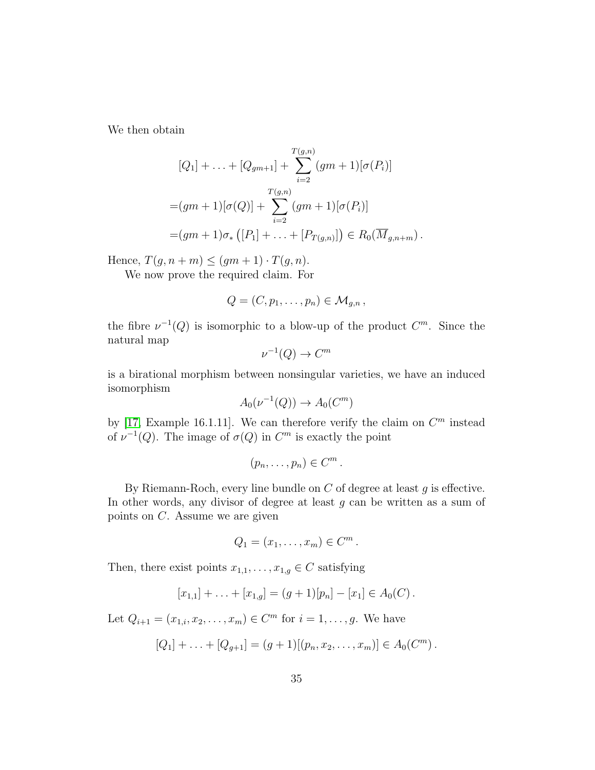We then obtain

$$
\begin{aligned}
&[Q_1] + \ldots + [Q_{gm+1}] + \sum_{i=2}^{T(g,n)} (gm+1)[\sigma(P_i)] \\
=&(gm+1)[\sigma(Q)] + \sum_{i=2}^{T(g,n)} (gm+1)[\sigma(P_i)] \\
=&(gm+1)\sigma_* \left([P_1] + \ldots + [P_{T(g,n)}]\right) \in R_0(\overline{M}_{g,n+m})\,.
\end{aligned}
$$

Hence, $T(g, n + m) \leq (gm + 1) \cdot T(g, n)$.

We now prove the required claim. For

$$
Q = (C, p_1, \ldots, p_n) \in \mathcal{M}_{g,n}\,,
$$

the fibre $\nu^{-1}(Q)$ is isomorphic to a blow-up of the product $C^m$. Since the natural map

$$
\nu^{-1}(Q) \to C^m
$$

is a birational morphism between nonsingular varieties, we have an induced isomorphism

$$
A_0(\nu^{-1}(Q)) \to A_0(C^m)
$$

by [17, Example 16.1.11]. We can therefore verify the claim on $C^m$ instead of $\nu^{-1}(Q)$. The image of $\sigma(Q)$ in $C^m$ is exactly the point

$$
(p_n, \ldots, p_n) \in C^m\,.
$$

By Riemann-Roch, every line bundle on $C$ of degree at least $g$ is effective. In other words, any divisor of degree at least $g$ can be written as a sum of points on $C$. Assume we are given

$$
Q_1 = (x_1, \ldots, x_m) \in C^m\,.
$$

Then, there exist points $x_{1,1}, \ldots, x_{1,g} \in C$ satisfying

$$
[x_{1,1}] + \ldots + [x_{1,g}] = (g+1)[p_n] - [x_1] \in A_0(C)\,.
$$

Let $Q_{i+1} = (x_{1,i}, x_2, \ldots, x_m) \in C^m$ for $i = 1, \ldots, g$. We have

$$
[Q_1] + \ldots + [Q_{g+1}] = (g+1)[(p_n, x_2, \ldots, x_m)] \in A_0(C^m)\,.
$$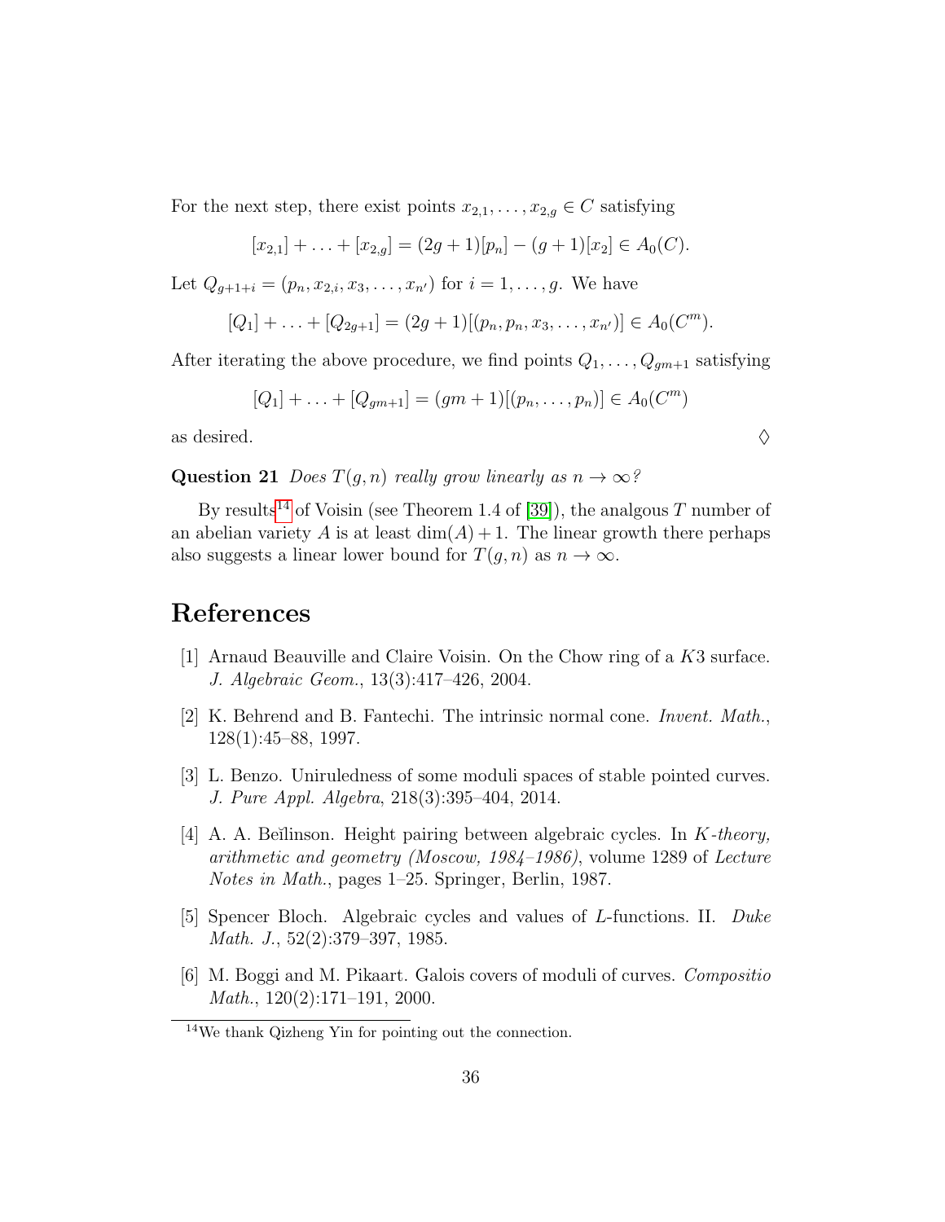For the next step, there exist points $x_{2,1}, \ldots, x_{2,g} \in C$ satisfying

$$[x_{2,1}] + \ldots + [x_{2,g}] = (2g+1)[p_n] - (g+1)[x_2] \in A_0(C).$$

Let $Q_{g+1+i} = (p_n, x_{2,i}, x_3, \ldots, x_{n'})$ for $i = 1, \ldots, g$. We have

$$[Q_1] + \ldots + [Q_{2g+1}] = (2g+1)[(p_n, p_n, x_3, \ldots, x_{n'})] \in A_0(C^m).$$

After iterating the above procedure, we find points $Q_1, \ldots, Q_{gm+1}$ satisfying

$$[Q_1] + \ldots + [Q_{gm+1}] = (gm+1)[(p_n, \ldots, p_n)] \in A_0(C^m)$$

as desired. $\Diamond$

**Question 21** *Does $T(g, n)$ really grow linearly as $n \to \infty$?*

By results[14] of Voisin (see Theorem 1.4 of [39]), the analgous $T$ number of an abelian variety $A$ is at least $\dim(A) + 1$. The linear growth there perhaps also suggests a linear lower bound for $T(g, n)$ as $n \to \infty$.

# References

[1] Arnaud Beauville and Claire Voisin. On the Chow ring of a $K3$ surface. *J. Algebraic Geom.*, 13(3):417–426, 2004.

[2] K. Behrend and B. Fantechi. The intrinsic normal cone. *Invent. Math.*, 128(1):45–88, 1997.

[3] L. Benzo. Uniruledness of some moduli spaces of stable pointed curves. *J. Pure Appl. Algebra*, 218(3):395–404, 2014.

[4] A. A. Beĭlinson. Height pairing between algebraic cycles. In *K-theory, arithmetic and geometry (Moscow, 1984–1986)*, volume 1289 of *Lecture Notes in Math.*, pages 1–25. Springer, Berlin, 1987.

[5] Spencer Bloch. Algebraic cycles and values of $L$-functions. II. *Duke Math. J.*, 52(2):379–397, 1985.

[6] M. Boggi and M. Pikaart. Galois covers of moduli of curves. *Compositio Math.*, 120(2):171–191, 2000.

[14] We thank Qizheng Yin for pointing out the connection.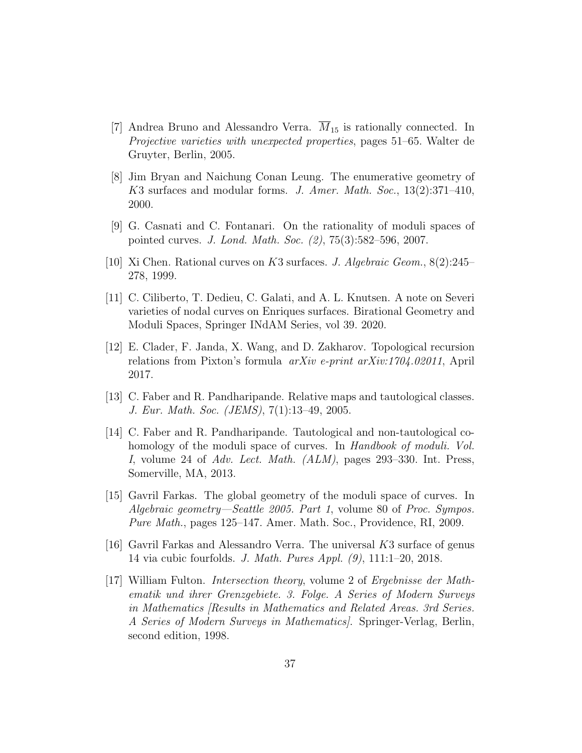[7] Andrea Bruno and Alessandro Verra. $\overline{M}_{15}$ is rationally connected. In *Projective varieties with unexpected properties*, pages 51–65. Walter de Gruyter, Berlin, 2005.

[8] Jim Bryan and Naichung Conan Leung. The enumerative geometry of $K3$ surfaces and modular forms. *J. Amer. Math. Soc.*, 13(2):371–410, 2000.

[9] G. Casnati and C. Fontanari. On the rationality of moduli spaces of pointed curves. *J. Lond. Math. Soc. (2)*, 75(3):582–596, 2007.

[10] Xi Chen. Rational curves on $K3$ surfaces. *J. Algebraic Geom.*, 8(2):245–278, 1999.

[11] C. Ciliberto, T. Dedieu, C. Galati, and A. L. Knutsen. A note on Severi varieties of nodal curves on Enriques surfaces. Birational Geometry and Moduli Spaces, Springer INdAM Series, vol 39. 2020.

[12] E. Clader, F. Janda, X. Wang, and D. Zakharov. Topological recursion relations from Pixton's formula *arXiv e-print arXiv:1704.02011*, April 2017.

[13] C. Faber and R. Pandharipande. Relative maps and tautological classes. *J. Eur. Math. Soc. (JEMS)*, 7(1):13–49, 2005.

[14] C. Faber and R. Pandharipande. Tautological and non-tautological cohomology of the moduli space of curves. In *Handbook of moduli. Vol. I*, volume 24 of *Adv. Lect. Math. (ALM)*, pages 293–330. Int. Press, Somerville, MA, 2013.

[15] Gavril Farkas. The global geometry of the moduli space of curves. In *Algebraic geometry—Seattle 2005. Part 1*, volume 80 of *Proc. Sympos. Pure Math.*, pages 125–147. Amer. Math. Soc., Providence, RI, 2009.

[16] Gavril Farkas and Alessandro Verra. The universal $K3$ surface of genus 14 via cubic fourfolds. *J. Math. Pures Appl. (9)*, 111:1–20, 2018.

[17] William Fulton. *Intersection theory*, volume 2 of *Ergebnisse der Mathematik und ihrer Grenzgebiete. 3. Folge. A Series of Modern Surveys in Mathematics [Results in Mathematics and Related Areas. 3rd Series. A Series of Modern Surveys in Mathematics]*. Springer-Verlag, Berlin, second edition, 1998.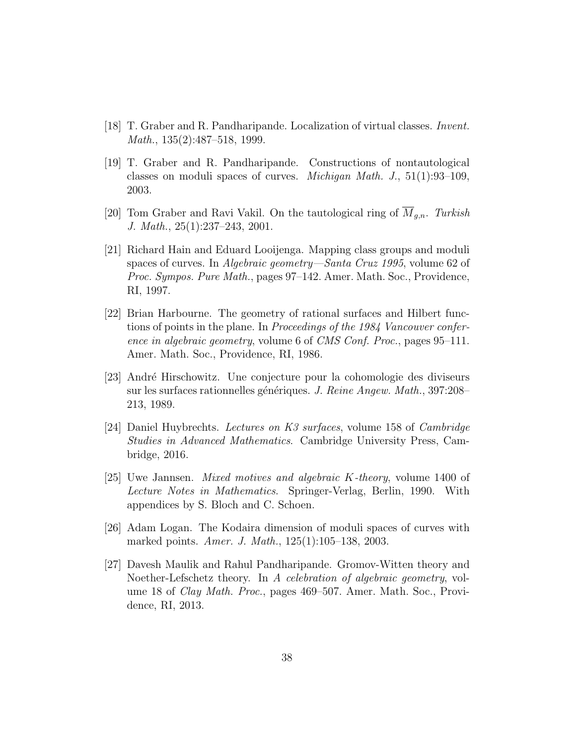[18] T. Graber and R. Pandharipande. Localization of virtual classes. *Invent. Math.*, 135(2):487–518, 1999.

[19] T. Graber and R. Pandharipande. Constructions of nontautological classes on moduli spaces of curves. *Michigan Math. J.*, 51(1):93–109, 2003.

[20] Tom Graber and Ravi Vakil. On the tautological ring of $\overline{M}_{g,n}$. *Turkish J. Math.*, 25(1):237–243, 2001.

[21] Richard Hain and Eduard Looijenga. Mapping class groups and moduli spaces of curves. In *Algebraic geometry—Santa Cruz 1995*, volume 62 of *Proc. Sympos. Pure Math.*, pages 97–142. Amer. Math. Soc., Providence, RI, 1997.

[22] Brian Harbourne. The geometry of rational surfaces and Hilbert functions of points in the plane. In *Proceedings of the 1984 Vancouver conference in algebraic geometry*, volume 6 of *CMS Conf. Proc.*, pages 95–111. Amer. Math. Soc., Providence, RI, 1986.

[23] André Hirschowitz. Une conjecture pour la cohomologie des diviseurs sur les surfaces rationnelles génériques. *J. Reine Angew. Math.*, 397:208–213, 1989.

[24] Daniel Huybrechts. *Lectures on K3 surfaces*, volume 158 of *Cambridge Studies in Advanced Mathematics*. Cambridge University Press, Cambridge, 2016.

[25] Uwe Jannsen. *Mixed motives and algebraic K-theory*, volume 1400 of *Lecture Notes in Mathematics*. Springer-Verlag, Berlin, 1990. With appendices by S. Bloch and C. Schoen.

[26] Adam Logan. The Kodaira dimension of moduli spaces of curves with marked points. *Amer. J. Math.*, 125(1):105–138, 2003.

[27] Davesh Maulik and Rahul Pandharipande. Gromov-Witten theory and Noether-Lefschetz theory. In *A celebration of algebraic geometry*, volume 18 of *Clay Math. Proc.*, pages 469–507. Amer. Math. Soc., Providence, RI, 2013.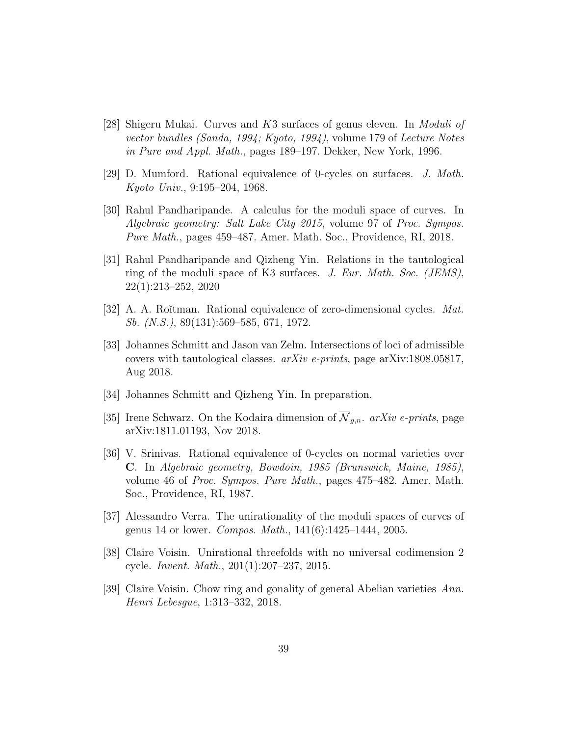[28] Shigeru Mukai. Curves and $K3$ surfaces of genus eleven. In *Moduli of vector bundles (Sanda, 1994; Kyoto, 1994)*, volume 179 of *Lecture Notes in Pure and Appl. Math.*, pages 189–197. Dekker, New York, 1996.

[29] D. Mumford. Rational equivalence of 0-cycles on surfaces. *J. Math. Kyoto Univ.*, 9:195–204, 1968.

[30] Rahul Pandharipande. A calculus for the moduli space of curves. In *Algebraic geometry: Salt Lake City 2015*, volume 97 of *Proc. Sympos. Pure Math.*, pages 459–487. Amer. Math. Soc., Providence, RI, 2018.

[31] Rahul Pandharipande and Qizheng Yin. Relations in the tautological ring of the moduli space of K3 surfaces. *J. Eur. Math. Soc. (JEMS)*, 22(1):213–252, 2020

[32] A. A. Roĭtman. Rational equivalence of zero-dimensional cycles. *Mat. Sb. (N.S.)*, 89(131):569–585, 671, 1972.

[33] Johannes Schmitt and Jason van Zelm. Intersections of loci of admissible covers with tautological classes. *arXiv e-prints*, page arXiv:1808.05817, Aug 2018.

[34] Johannes Schmitt and Qizheng Yin. In preparation.

[35] Irene Schwarz. On the Kodaira dimension of $\overline{\mathcal{N}}_{g,n}$. *arXiv e-prints*, page arXiv:1811.01193, Nov 2018.

[36] V. Srinivas. Rational equivalence of 0-cycles on normal varieties over **C**. In *Algebraic geometry, Bowdoin, 1985 (Brunswick, Maine, 1985)*, volume 46 of *Proc. Sympos. Pure Math.*, pages 475–482. Amer. Math. Soc., Providence, RI, 1987.

[37] Alessandro Verra. The unirationality of the moduli spaces of curves of genus 14 or lower. *Compos. Math.*, 141(6):1425–1444, 2005.

[38] Claire Voisin. Unirational threefolds with no universal codimension 2 cycle. *Invent. Math.*, 201(1):207–237, 2015.

[39] Claire Voisin. Chow ring and gonality of general Abelian varieties *Ann. Henri Lebesgue*, 1:313–332, 2018.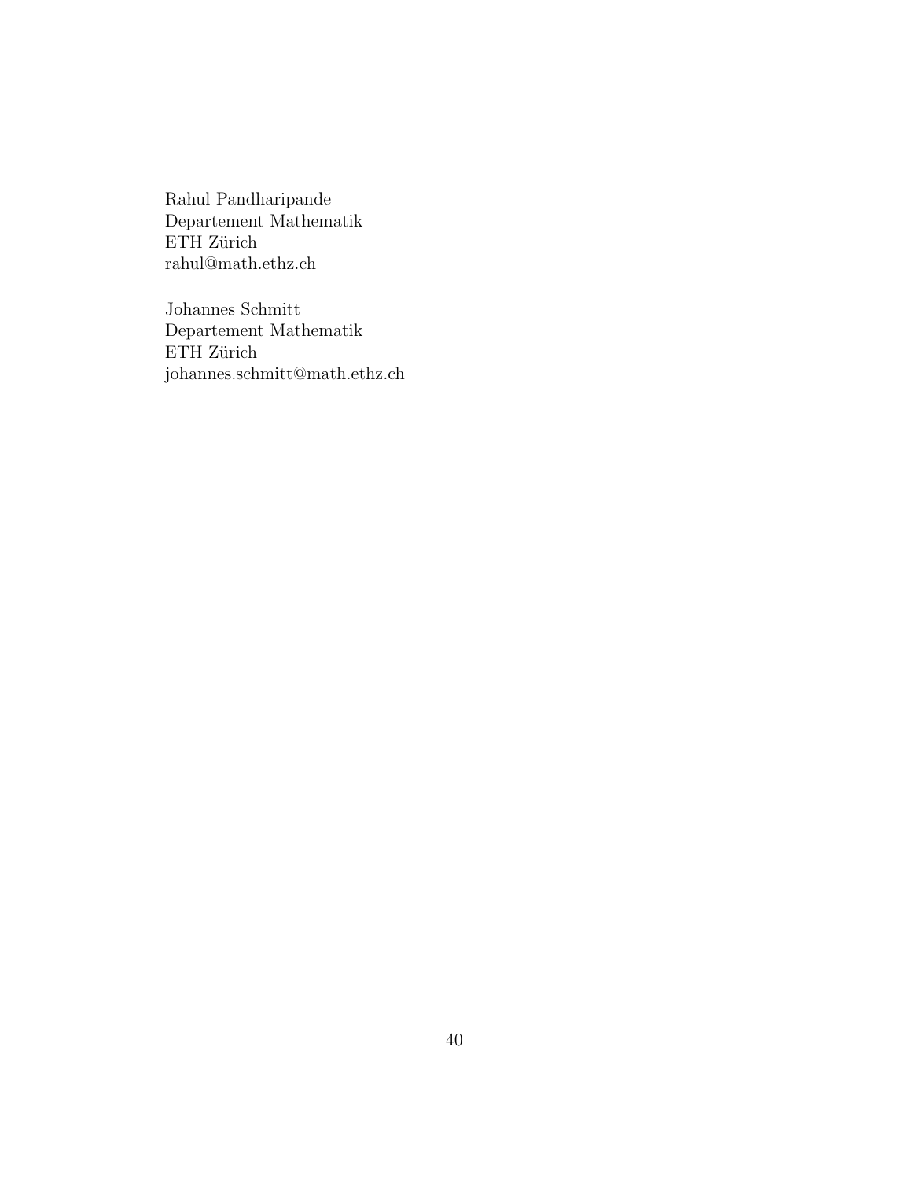Rahul Pandharipande
Departement Mathematik
ETH Zürich
rahul@math.ethz.ch

Johannes Schmitt
Departement Mathematik
ETH Zürich
johannes.schmitt@math.ethz.ch